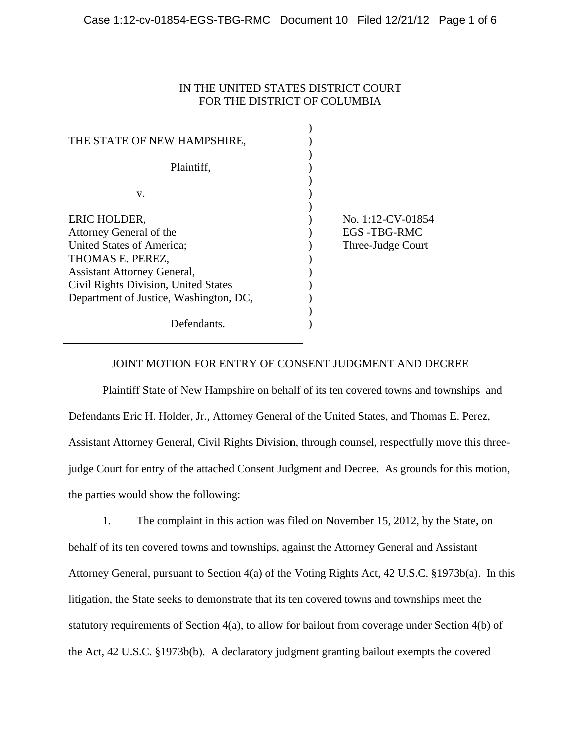IN THE UNITED STATES DISTRICT COURT
FOR THE DISTRICT OF COLUMBIA

THE STATE OF NEW HAMPSHIRE,

Plaintiff,

v.

ERIC HOLDER,
Attorney General of the
United States of America;
THOMAS E. PEREZ,
Assistant Attorney General,
Civil Rights Division, United States
Department of Justice, Washington, DC,

Defendants.

No. 1:12-CV-01854
EGS -TBG-RMC
Three-Judge Court

## JOINT MOTION FOR ENTRY OF CONSENT JUDGMENT AND DECREE

Plaintiff State of New Hampshire on behalf of its ten covered towns and townships and Defendants Eric H. Holder, Jr., Attorney General of the United States, and Thomas E. Perez, Assistant Attorney General, Civil Rights Division, through counsel, respectfully move this three-judge Court for entry of the attached Consent Judgment and Decree. As grounds for this motion, the parties would show the following:

1. The complaint in this action was filed on November 15, 2012, by the State, on behalf of its ten covered towns and townships, against the Attorney General and Assistant Attorney General, pursuant to Section 4(a) of the Voting Rights Act, 42 U.S.C. §1973b(a). In this litigation, the State seeks to demonstrate that its ten covered towns and townships meet the statutory requirements of Section 4(a), to allow for bailout from coverage under Section 4(b) of the Act, 42 U.S.C. §1973b(b). A declaratory judgment granting bailout exempts the covered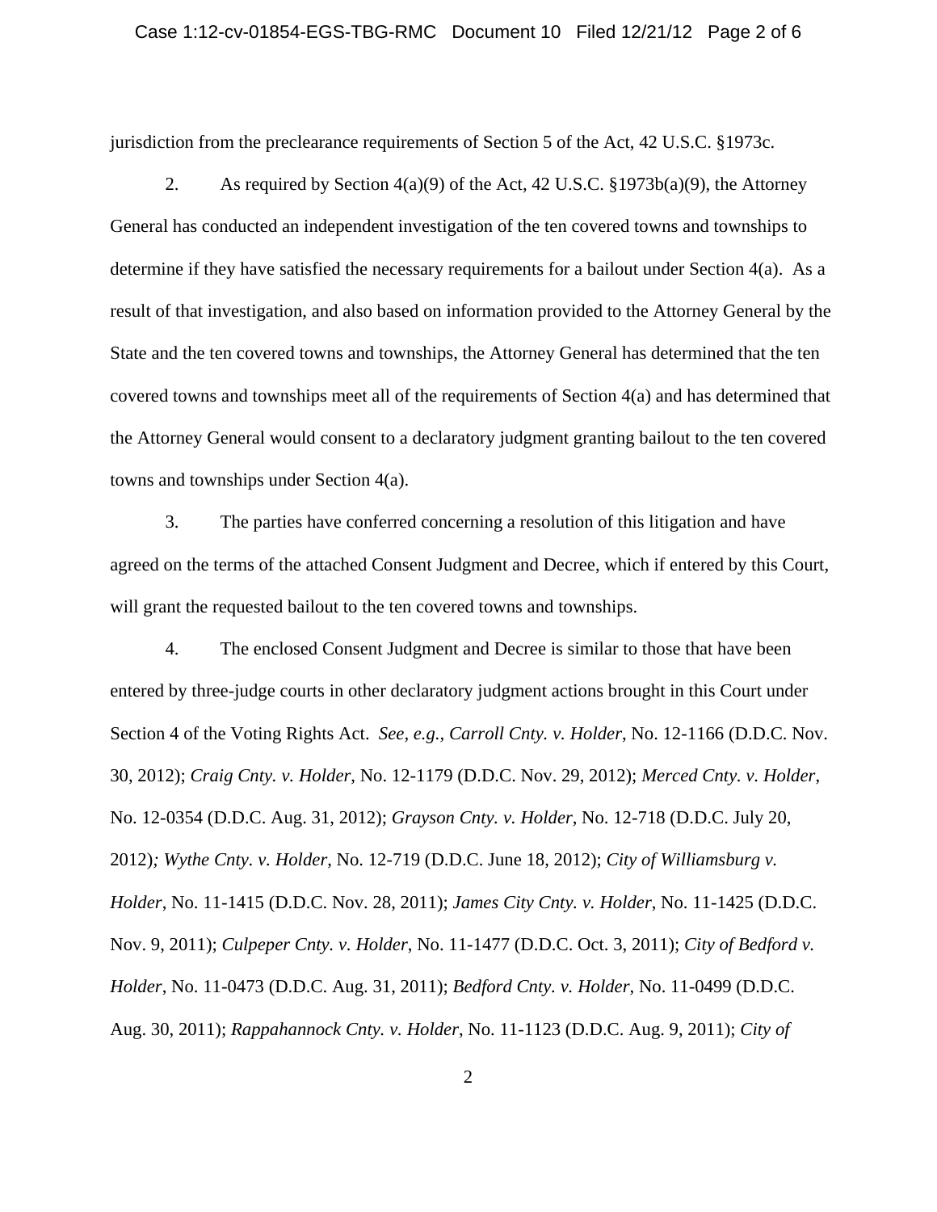jurisdiction from the preclearance requirements of Section 5 of the Act, 42 U.S.C. §1973c.

2. As required by Section 4(a)(9) of the Act, 42 U.S.C. §1973b(a)(9), the Attorney General has conducted an independent investigation of the ten covered towns and townships to determine if they have satisfied the necessary requirements for a bailout under Section 4(a). As a result of that investigation, and also based on information provided to the Attorney General by the State and the ten covered towns and townships, the Attorney General has determined that the ten covered towns and townships meet all of the requirements of Section 4(a) and has determined that the Attorney General would consent to a declaratory judgment granting bailout to the ten covered towns and townships under Section 4(a).

3. The parties have conferred concerning a resolution of this litigation and have agreed on the terms of the attached Consent Judgment and Decree, which if entered by this Court, will grant the requested bailout to the ten covered towns and townships.

4. The enclosed Consent Judgment and Decree is similar to those that have been entered by three-judge courts in other declaratory judgment actions brought in this Court under Section 4 of the Voting Rights Act. *See, e.g.*, *Carroll Cnty. v. Holder*, No. 12-1166 (D.D.C. Nov. 30, 2012); *Craig Cnty. v. Holder*, No. 12-1179 (D.D.C. Nov. 29, 2012); *Merced Cnty. v. Holder*, No. 12-0354 (D.D.C. Aug. 31, 2012); *Grayson Cnty. v. Holder*, No. 12-718 (D.D.C. July 20, 2012); *Wythe Cnty. v. Holder*, No. 12-719 (D.D.C. June 18, 2012); *City of Williamsburg v. Holder*, No. 11-1415 (D.D.C. Nov. 28, 2011); *James City Cnty. v. Holder*, No. 11-1425 (D.D.C. Nov. 9, 2011); *Culpeper Cnty. v. Holder*, No. 11-1477 (D.D.C. Oct. 3, 2011); *City of Bedford v. Holder*, No. 11-0473 (D.D.C. Aug. 31, 2011); *Bedford Cnty. v. Holder*, No. 11-0499 (D.D.C. Aug. 30, 2011); *Rappahannock Cnty. v. Holder*, No. 11-1123 (D.D.C. Aug. 9, 2011); *City of*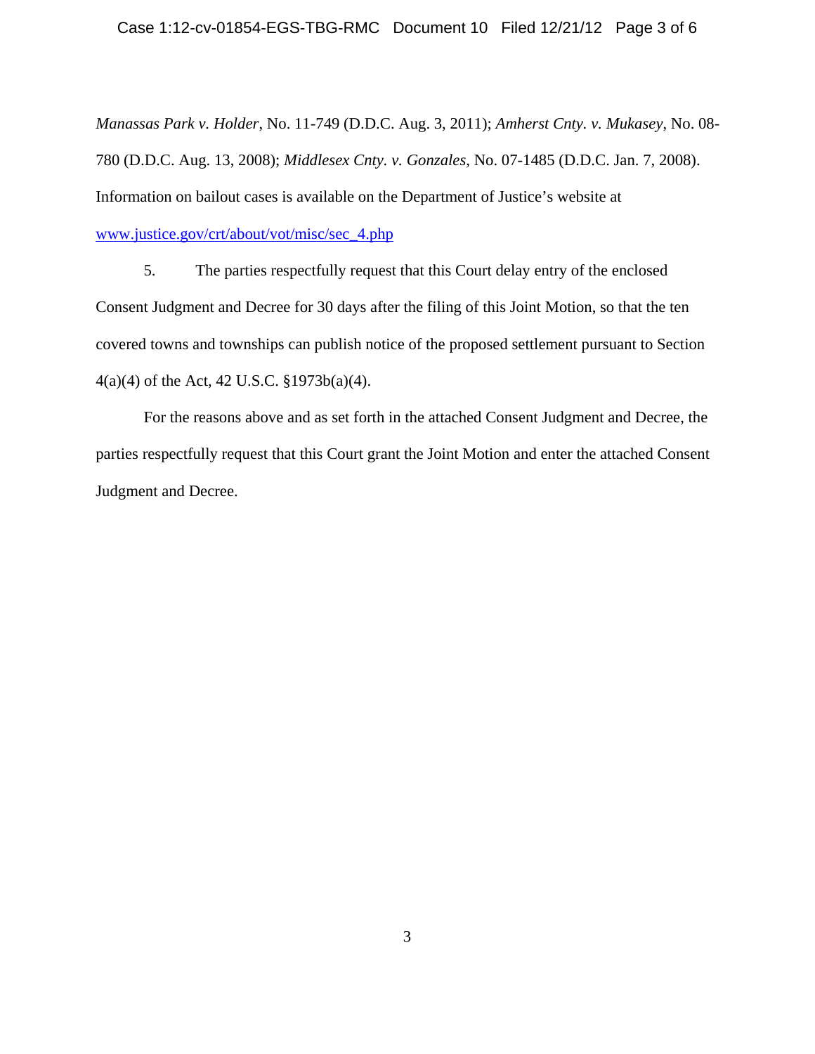*Manassas Park v. Holder*, No. 11-749 (D.D.C. Aug. 3, 2011); *Amherst Cnty. v. Mukasey*, No. 08-780 (D.D.C. Aug. 13, 2008); *Middlesex Cnty. v. Gonzales*, No. 07-1485 (D.D.C. Jan. 7, 2008). Information on bailout cases is available on the Department of Justice's website at www.justice.gov/crt/about/vot/misc/sec_4.php

5. The parties respectfully request that this Court delay entry of the enclosed Consent Judgment and Decree for 30 days after the filing of this Joint Motion, so that the ten covered towns and townships can publish notice of the proposed settlement pursuant to Section 4(a)(4) of the Act, 42 U.S.C. §1973b(a)(4).

For the reasons above and as set forth in the attached Consent Judgment and Decree, the parties respectfully request that this Court grant the Joint Motion and enter the attached Consent Judgment and Decree.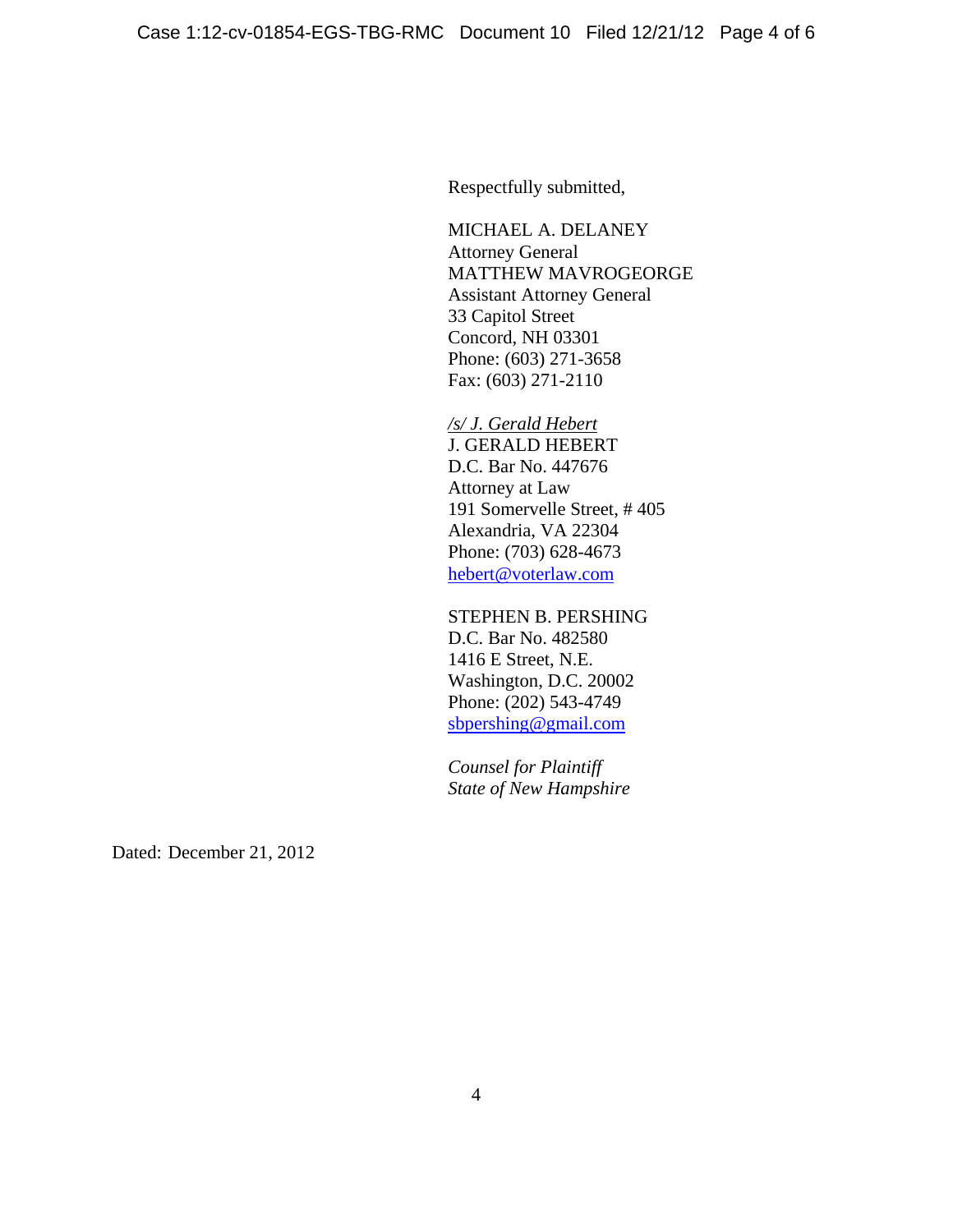Respectfully submitted,

MICHAEL A. DELANEY
Attorney General
MATTHEW MAVROGEORGE
Assistant Attorney General
33 Capitol Street
Concord, NH 03301
Phone: (603) 271-3658
Fax: (603) 271-2110

*/s/ J. Gerald Hebert*
J. GERALD HEBERT
D.C. Bar No. 447676
Attorney at Law
191 Somervelle Street, # 405
Alexandria, VA 22304
Phone: (703) 628-4673
hebert@voterlaw.com

STEPHEN B. PERSHING
D.C. Bar No. 482580
1416 E Street, N.E.
Washington, D.C. 20002
Phone: (202) 543-4749
sbpershing@gmail.com

*Counsel for Plaintiff*
*State of New Hampshire*

Dated: December 21, 2012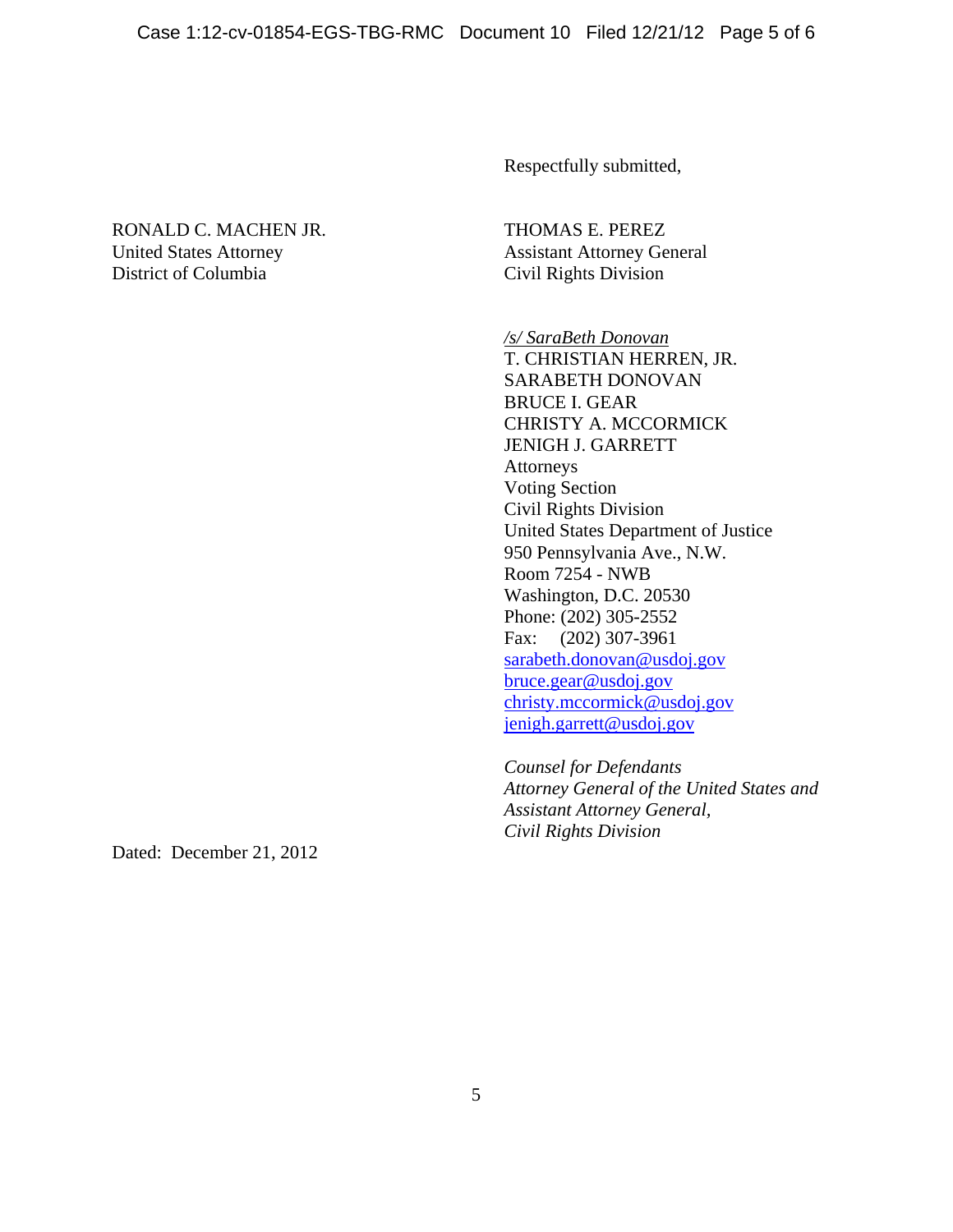Respectfully submitted,

RONALD C. MACHEN JR.
United States Attorney
District of Columbia

THOMAS E. PEREZ
Assistant Attorney General
Civil Rights Division

*/s/ SaraBeth Donovan*
T. CHRISTIAN HERREN, JR.
SARABETH DONOVAN
BRUCE I. GEAR
CHRISTY A. MCCORMICK
JENIGH J. GARRETT
Attorneys
Voting Section
Civil Rights Division
United States Department of Justice
950 Pennsylvania Ave., N.W.
Room 7254 - NWB
Washington, D.C. 20530
Phone: (202) 305-2552
Fax: (202) 307-3961
sarabeth.donovan@usdoj.gov
bruce.gear@usdoj.gov
christy.mccormick@usdoj.gov
jenigh.garrett@usdoj.gov

*Counsel for Defendants*
*Attorney General of the United States and*
*Assistant Attorney General,*
*Civil Rights Division*

Dated: December 21, 2012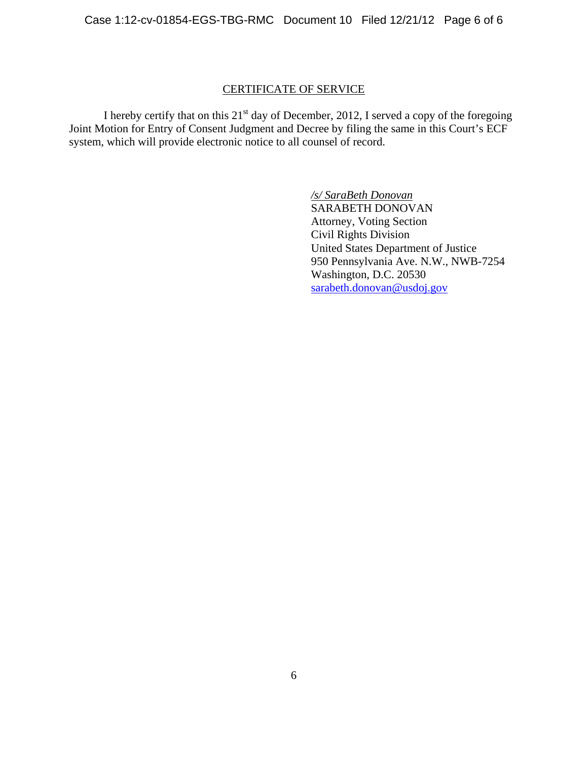## CERTIFICATE OF SERVICE

I hereby certify that on this 21st day of December, 2012, I served a copy of the foregoing Joint Motion for Entry of Consent Judgment and Decree by filing the same in this Court's ECF system, which will provide electronic notice to all counsel of record.

*/s/ SaraBeth Donovan*  
SARABETH DONOVAN  
Attorney, Voting Section  
Civil Rights Division  
United States Department of Justice  
950 Pennsylvania Ave. N.W., NWB-7254  
Washington, D.C. 20530  
sarabeth.donovan@usdoj.gov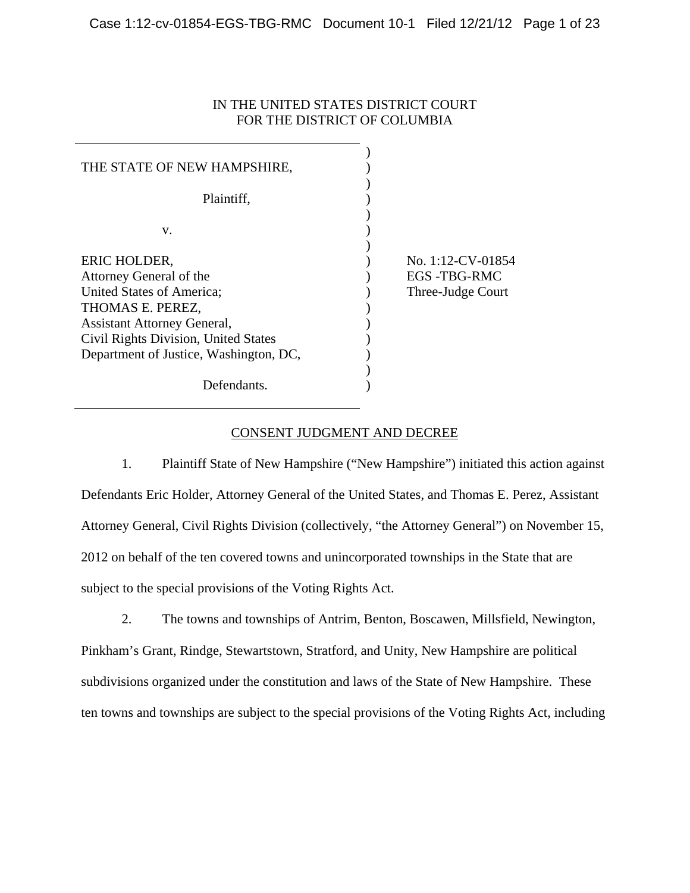IN THE UNITED STATES DISTRICT COURT
FOR THE DISTRICT OF COLUMBIA

| | |
|---|---|
| THE STATE OF NEW HAMPSHIRE,<br><br>Plaintiff,<br><br>v.<br><br>ERIC HOLDER,<br>Attorney General of the<br>United States of America;<br>THOMAS E. PEREZ,<br>Assistant Attorney General,<br>Civil Rights Division, United States<br>Department of Justice, Washington, DC,<br><br>Defendants. | No. 1:12-CV-01854<br>EGS -TBG-RMC<br>Three-Judge Court |

## CONSENT JUDGMENT AND DECREE

1. Plaintiff State of New Hampshire ("New Hampshire") initiated this action against Defendants Eric Holder, Attorney General of the United States, and Thomas E. Perez, Assistant Attorney General, Civil Rights Division (collectively, "the Attorney General") on November 15, 2012 on behalf of the ten covered towns and unincorporated townships in the State that are subject to the special provisions of the Voting Rights Act.

2. The towns and townships of Antrim, Benton, Boscawen, Millsfield, Newington, Pinkham's Grant, Rindge, Stewartstown, Stratford, and Unity, New Hampshire are political subdivisions organized under the constitution and laws of the State of New Hampshire. These ten towns and townships are subject to the special provisions of the Voting Rights Act, including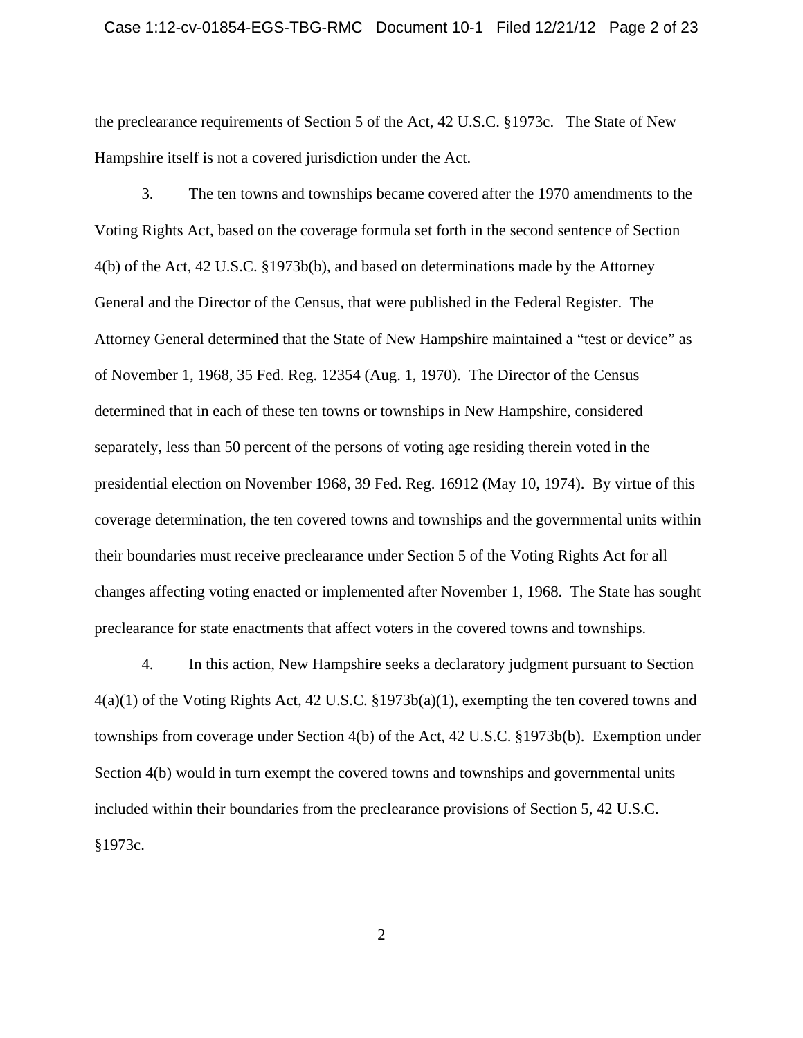the preclearance requirements of Section 5 of the Act, 42 U.S.C. §1973c. The State of New Hampshire itself is not a covered jurisdiction under the Act.

3. The ten towns and townships became covered after the 1970 amendments to the Voting Rights Act, based on the coverage formula set forth in the second sentence of Section 4(b) of the Act, 42 U.S.C. §1973b(b), and based on determinations made by the Attorney General and the Director of the Census, that were published in the Federal Register. The Attorney General determined that the State of New Hampshire maintained a "test or device" as of November 1, 1968, 35 Fed. Reg. 12354 (Aug. 1, 1970). The Director of the Census determined that in each of these ten towns or townships in New Hampshire, considered separately, less than 50 percent of the persons of voting age residing therein voted in the presidential election on November 1968, 39 Fed. Reg. 16912 (May 10, 1974). By virtue of this coverage determination, the ten covered towns and townships and the governmental units within their boundaries must receive preclearance under Section 5 of the Voting Rights Act for all changes affecting voting enacted or implemented after November 1, 1968. The State has sought preclearance for state enactments that affect voters in the covered towns and townships.

4. In this action, New Hampshire seeks a declaratory judgment pursuant to Section 4(a)(1) of the Voting Rights Act, 42 U.S.C. §1973b(a)(1), exempting the ten covered towns and townships from coverage under Section 4(b) of the Act, 42 U.S.C. §1973b(b). Exemption under Section 4(b) would in turn exempt the covered towns and townships and governmental units included within their boundaries from the preclearance provisions of Section 5, 42 U.S.C. §1973c.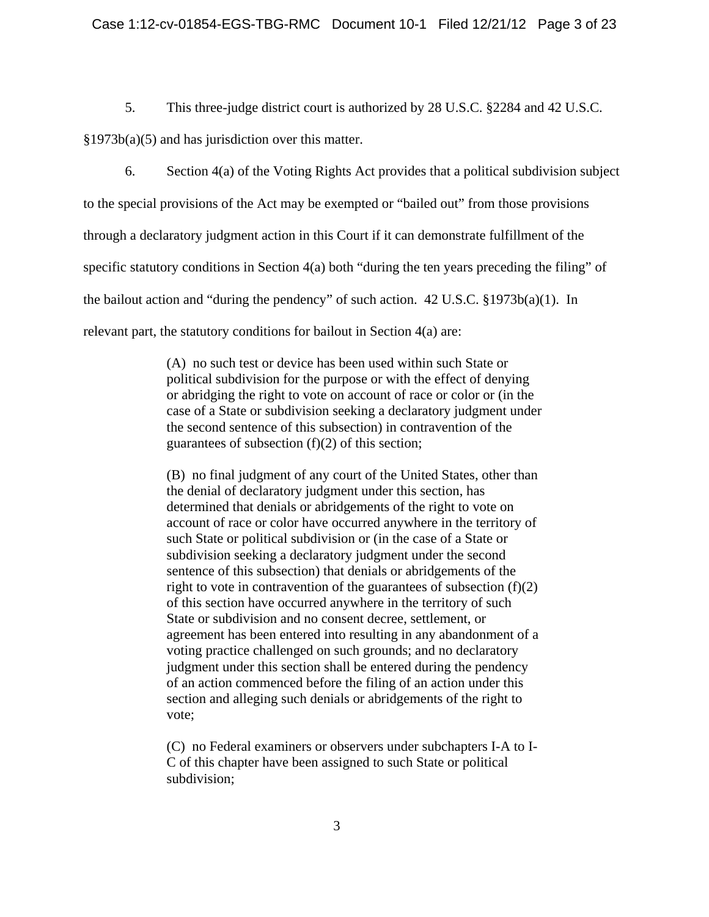5. This three-judge district court is authorized by 28 U.S.C. §2284 and 42 U.S.C. §1973b(a)(5) and has jurisdiction over this matter.

6. Section 4(a) of the Voting Rights Act provides that a political subdivision subject to the special provisions of the Act may be exempted or "bailed out" from those provisions through a declaratory judgment action in this Court if it can demonstrate fulfillment of the specific statutory conditions in Section 4(a) both "during the ten years preceding the filing" of the bailout action and "during the pendency" of such action. 42 U.S.C. §1973b(a)(1). In relevant part, the statutory conditions for bailout in Section 4(a) are:

> (A) no such test or device has been used within such State or political subdivision for the purpose or with the effect of denying or abridging the right to vote on account of race or color or (in the case of a State or subdivision seeking a declaratory judgment under the second sentence of this subsection) in contravention of the guarantees of subsection (f)(2) of this section;
>
> (B) no final judgment of any court of the United States, other than the denial of declaratory judgment under this section, has determined that denials or abridgements of the right to vote on account of race or color have occurred anywhere in the territory of such State or political subdivision or (in the case of a State or subdivision seeking a declaratory judgment under the second sentence of this subsection) that denials or abridgements of the right to vote in contravention of the guarantees of subsection (f)(2) of this section have occurred anywhere in the territory of such State or subdivision and no consent decree, settlement, or agreement has been entered into resulting in any abandonment of a voting practice challenged on such grounds; and no declaratory judgment under this section shall be entered during the pendency of an action commenced before the filing of an action under this section and alleging such denials or abridgements of the right to vote;
>
> (C) no Federal examiners or observers under subchapters I-A to I-C of this chapter have been assigned to such State or political subdivision;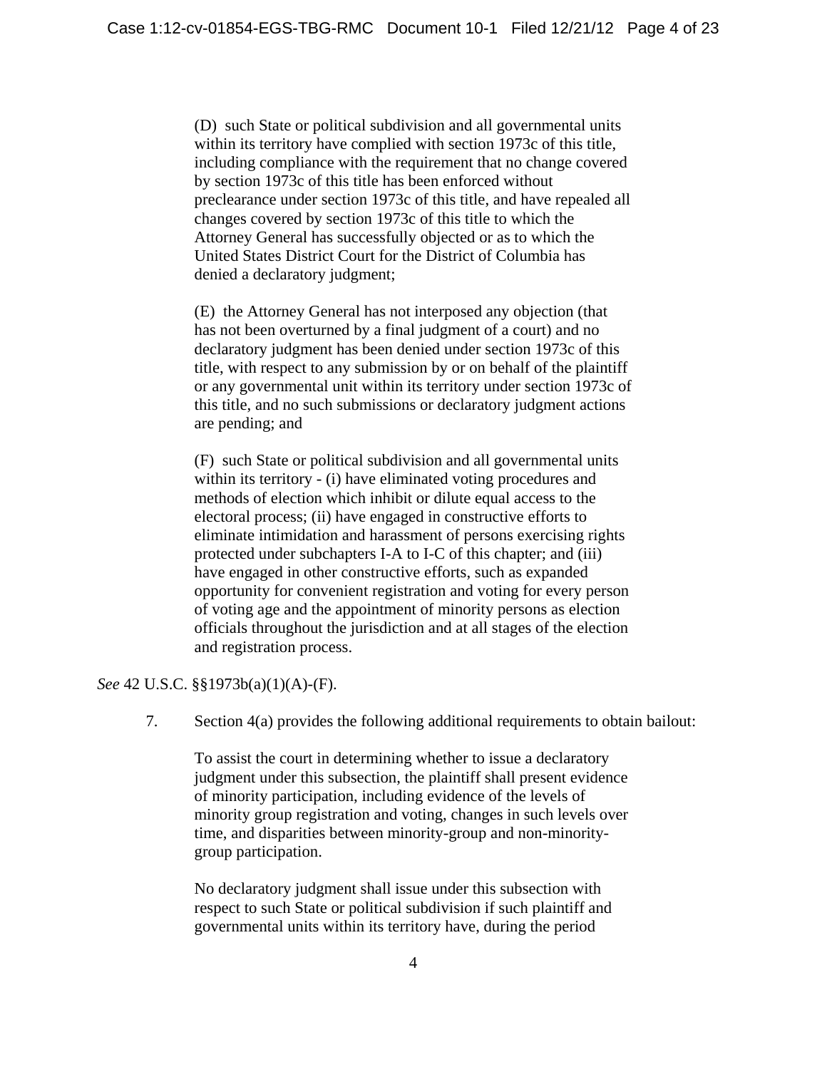> (D) such State or political subdivision and all governmental units within its territory have complied with section 1973c of this title, including compliance with the requirement that no change covered by section 1973c of this title has been enforced without preclearance under section 1973c of this title, and have repealed all changes covered by section 1973c of this title to which the Attorney General has successfully objected or as to which the United States District Court for the District of Columbia has denied a declaratory judgment;
>
> (E) the Attorney General has not interposed any objection (that has not been overturned by a final judgment of a court) and no declaratory judgment has been denied under section 1973c of this title, with respect to any submission by or on behalf of the plaintiff or any governmental unit within its territory under section 1973c of this title, and no such submissions or declaratory judgment actions are pending; and
>
> (F) such State or political subdivision and all governmental units within its territory - (i) have eliminated voting procedures and methods of election which inhibit or dilute equal access to the electoral process; (ii) have engaged in constructive efforts to eliminate intimidation and harassment of persons exercising rights protected under subchapters I-A to I-C of this chapter; and (iii) have engaged in other constructive efforts, such as expanded opportunity for convenient registration and voting for every person of voting age and the appointment of minority persons as election officials throughout the jurisdiction and at all stages of the election and registration process.

*See* 42 U.S.C. §§1973b(a)(1)(A)-(F).

7. Section 4(a) provides the following additional requirements to obtain bailout:

> To assist the court in determining whether to issue a declaratory judgment under this subsection, the plaintiff shall present evidence of minority participation, including evidence of the levels of minority group registration and voting, changes in such levels over time, and disparities between minority-group and non-minority-group participation.
>
> No declaratory judgment shall issue under this subsection with respect to such State or political subdivision if such plaintiff and governmental units within its territory have, during the period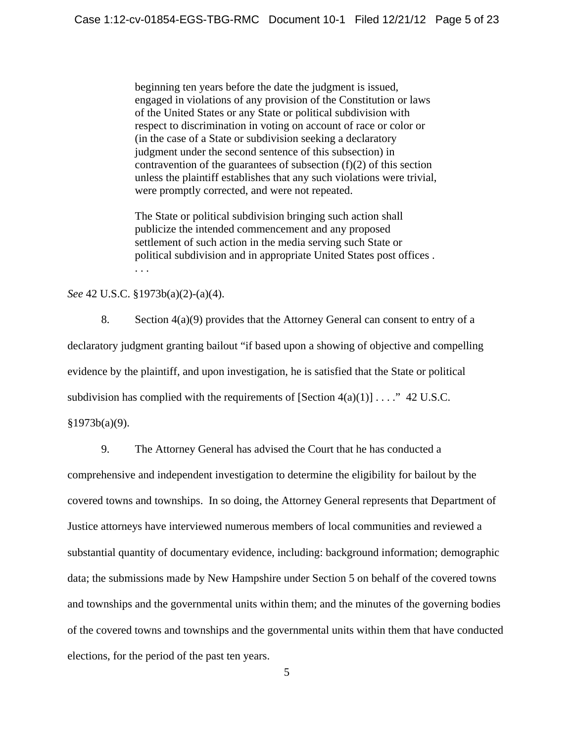> beginning ten years before the date the judgment is issued, engaged in violations of any provision of the Constitution or laws of the United States or any State or political subdivision with respect to discrimination in voting on account of race or color or (in the case of a State or subdivision seeking a declaratory judgment under the second sentence of this subsection) in contravention of the guarantees of subsection (f)(2) of this section unless the plaintiff establishes that any such violations were trivial, were promptly corrected, and were not repeated.
>
> The State or political subdivision bringing such action shall publicize the intended commencement and any proposed settlement of such action in the media serving such State or political subdivision and in appropriate United States post offices . . . .

*See* 42 U.S.C. §1973b(a)(2)-(a)(4).

8. Section 4(a)(9) provides that the Attorney General can consent to entry of a declaratory judgment granting bailout "if based upon a showing of objective and compelling evidence by the plaintiff, and upon investigation, he is satisfied that the State or political subdivision has complied with the requirements of [Section 4(a)(1)] . . . ." 42 U.S.C. §1973b(a)(9).

9. The Attorney General has advised the Court that he has conducted a comprehensive and independent investigation to determine the eligibility for bailout by the covered towns and townships. In so doing, the Attorney General represents that Department of Justice attorneys have interviewed numerous members of local communities and reviewed a substantial quantity of documentary evidence, including: background information; demographic data; the submissions made by New Hampshire under Section 5 on behalf of the covered towns and townships and the governmental units within them; and the minutes of the governing bodies of the covered towns and townships and the governmental units within them that have conducted elections, for the period of the past ten years.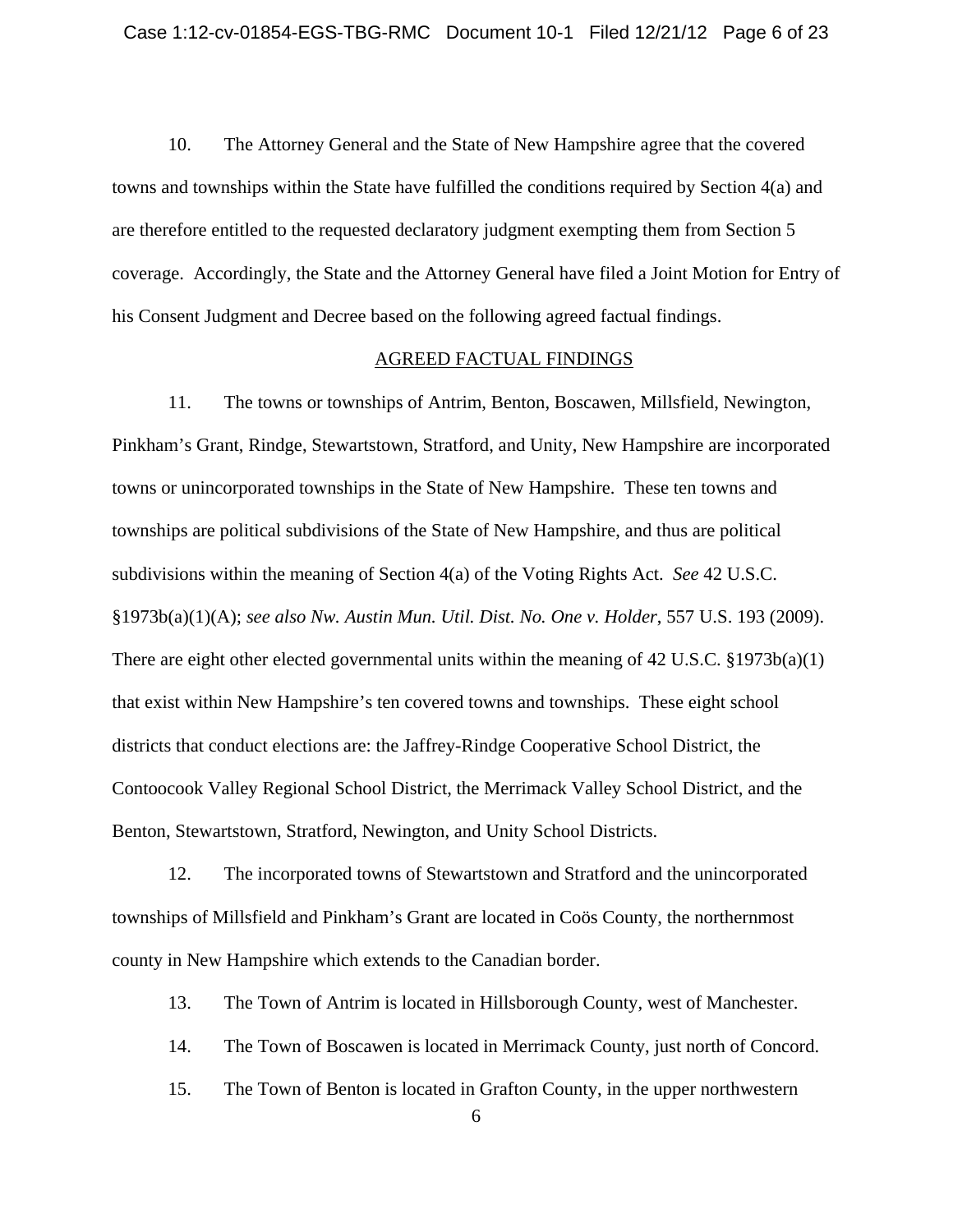10. The Attorney General and the State of New Hampshire agree that the covered towns and townships within the State have fulfilled the conditions required by Section 4(a) and are therefore entitled to the requested declaratory judgment exempting them from Section 5 coverage. Accordingly, the State and the Attorney General have filed a Joint Motion for Entry of his Consent Judgment and Decree based on the following agreed factual findings.

## AGREED FACTUAL FINDINGS

11. The towns or townships of Antrim, Benton, Boscawen, Millsfield, Newington, Pinkham's Grant, Rindge, Stewartstown, Stratford, and Unity, New Hampshire are incorporated towns or unincorporated townships in the State of New Hampshire. These ten towns and townships are political subdivisions of the State of New Hampshire, and thus are political subdivisions within the meaning of Section 4(a) of the Voting Rights Act. *See* 42 U.S.C. §1973b(a)(1)(A); *see also Nw. Austin Mun. Util. Dist. No. One v. Holder*, 557 U.S. 193 (2009). There are eight other elected governmental units within the meaning of 42 U.S.C. §1973b(a)(1) that exist within New Hampshire's ten covered towns and townships. These eight school districts that conduct elections are: the Jaffrey-Rindge Cooperative School District, the Contoocook Valley Regional School District, the Merrimack Valley School District, and the Benton, Stewartstown, Stratford, Newington, and Unity School Districts.

12. The incorporated towns of Stewartstown and Stratford and the unincorporated townships of Millsfield and Pinkham's Grant are located in Coös County, the northernmost county in New Hampshire which extends to the Canadian border.

13. The Town of Antrim is located in Hillsborough County, west of Manchester.

14. The Town of Boscawen is located in Merrimack County, just north of Concord.

15. The Town of Benton is located in Grafton County, in the upper northwestern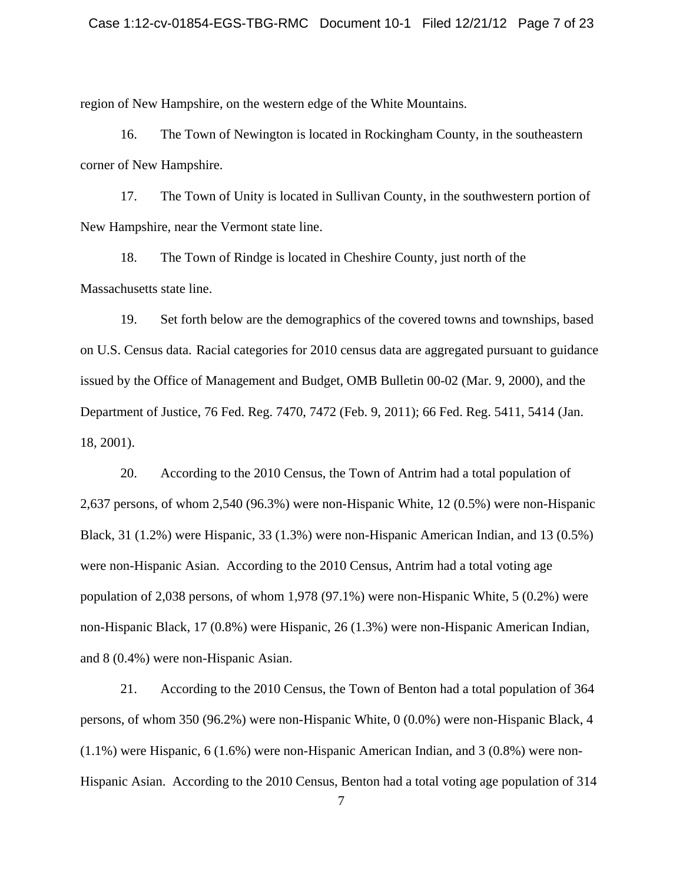region of New Hampshire, on the western edge of the White Mountains.

16. The Town of Newington is located in Rockingham County, in the southeastern corner of New Hampshire.

17. The Town of Unity is located in Sullivan County, in the southwestern portion of New Hampshire, near the Vermont state line.

18. The Town of Rindge is located in Cheshire County, just north of the Massachusetts state line.

19. Set forth below are the demographics of the covered towns and townships, based on U.S. Census data. Racial categories for 2010 census data are aggregated pursuant to guidance issued by the Office of Management and Budget, OMB Bulletin 00-02 (Mar. 9, 2000), and the Department of Justice, 76 Fed. Reg. 7470, 7472 (Feb. 9, 2011); 66 Fed. Reg. 5411, 5414 (Jan. 18, 2001).

20. According to the 2010 Census, the Town of Antrim had a total population of 2,637 persons, of whom 2,540 (96.3%) were non-Hispanic White, 12 (0.5%) were non-Hispanic Black, 31 (1.2%) were Hispanic, 33 (1.3%) were non-Hispanic American Indian, and 13 (0.5%) were non-Hispanic Asian. According to the 2010 Census, Antrim had a total voting age population of 2,038 persons, of whom 1,978 (97.1%) were non-Hispanic White, 5 (0.2%) were non-Hispanic Black, 17 (0.8%) were Hispanic, 26 (1.3%) were non-Hispanic American Indian, and 8 (0.4%) were non-Hispanic Asian.

21. According to the 2010 Census, the Town of Benton had a total population of 364 persons, of whom 350 (96.2%) were non-Hispanic White, 0 (0.0%) were non-Hispanic Black, 4 (1.1%) were Hispanic, 6 (1.6%) were non-Hispanic American Indian, and 3 (0.8%) were non-Hispanic Asian. According to the 2010 Census, Benton had a total voting age population of 314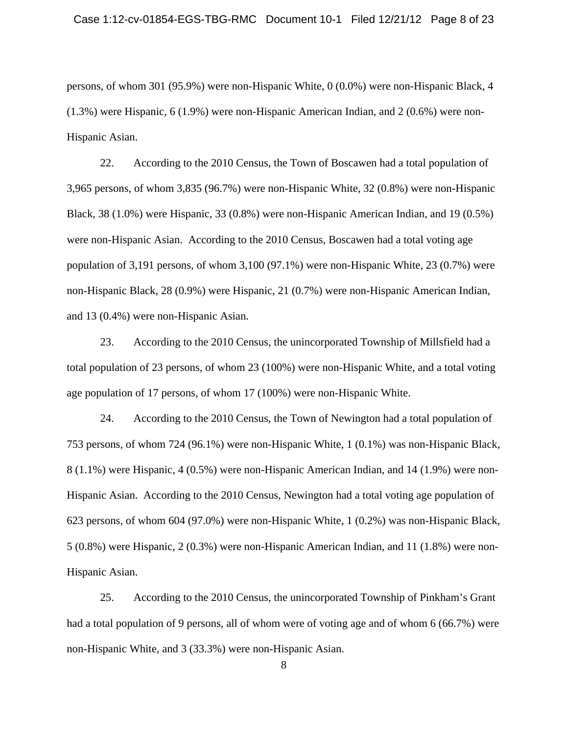persons, of whom 301 (95.9%) were non-Hispanic White, 0 (0.0%) were non-Hispanic Black, 4 (1.3%) were Hispanic, 6 (1.9%) were non-Hispanic American Indian, and 2 (0.6%) were non-Hispanic Asian.

22. According to the 2010 Census, the Town of Boscawen had a total population of 3,965 persons, of whom 3,835 (96.7%) were non-Hispanic White, 32 (0.8%) were non-Hispanic Black, 38 (1.0%) were Hispanic, 33 (0.8%) were non-Hispanic American Indian, and 19 (0.5%) were non-Hispanic Asian. According to the 2010 Census, Boscawen had a total voting age population of 3,191 persons, of whom 3,100 (97.1%) were non-Hispanic White, 23 (0.7%) were non-Hispanic Black, 28 (0.9%) were Hispanic, 21 (0.7%) were non-Hispanic American Indian, and 13 (0.4%) were non-Hispanic Asian.

23. According to the 2010 Census, the unincorporated Township of Millsfield had a total population of 23 persons, of whom 23 (100%) were non-Hispanic White, and a total voting age population of 17 persons, of whom 17 (100%) were non-Hispanic White.

24. According to the 2010 Census, the Town of Newington had a total population of 753 persons, of whom 724 (96.1%) were non-Hispanic White, 1 (0.1%) was non-Hispanic Black, 8 (1.1%) were Hispanic, 4 (0.5%) were non-Hispanic American Indian, and 14 (1.9%) were non-Hispanic Asian. According to the 2010 Census, Newington had a total voting age population of 623 persons, of whom 604 (97.0%) were non-Hispanic White, 1 (0.2%) was non-Hispanic Black, 5 (0.8%) were Hispanic, 2 (0.3%) were non-Hispanic American Indian, and 11 (1.8%) were non-Hispanic Asian.

25. According to the 2010 Census, the unincorporated Township of Pinkham's Grant had a total population of 9 persons, all of whom were of voting age and of whom 6 (66.7%) were non-Hispanic White, and 3 (33.3%) were non-Hispanic Asian.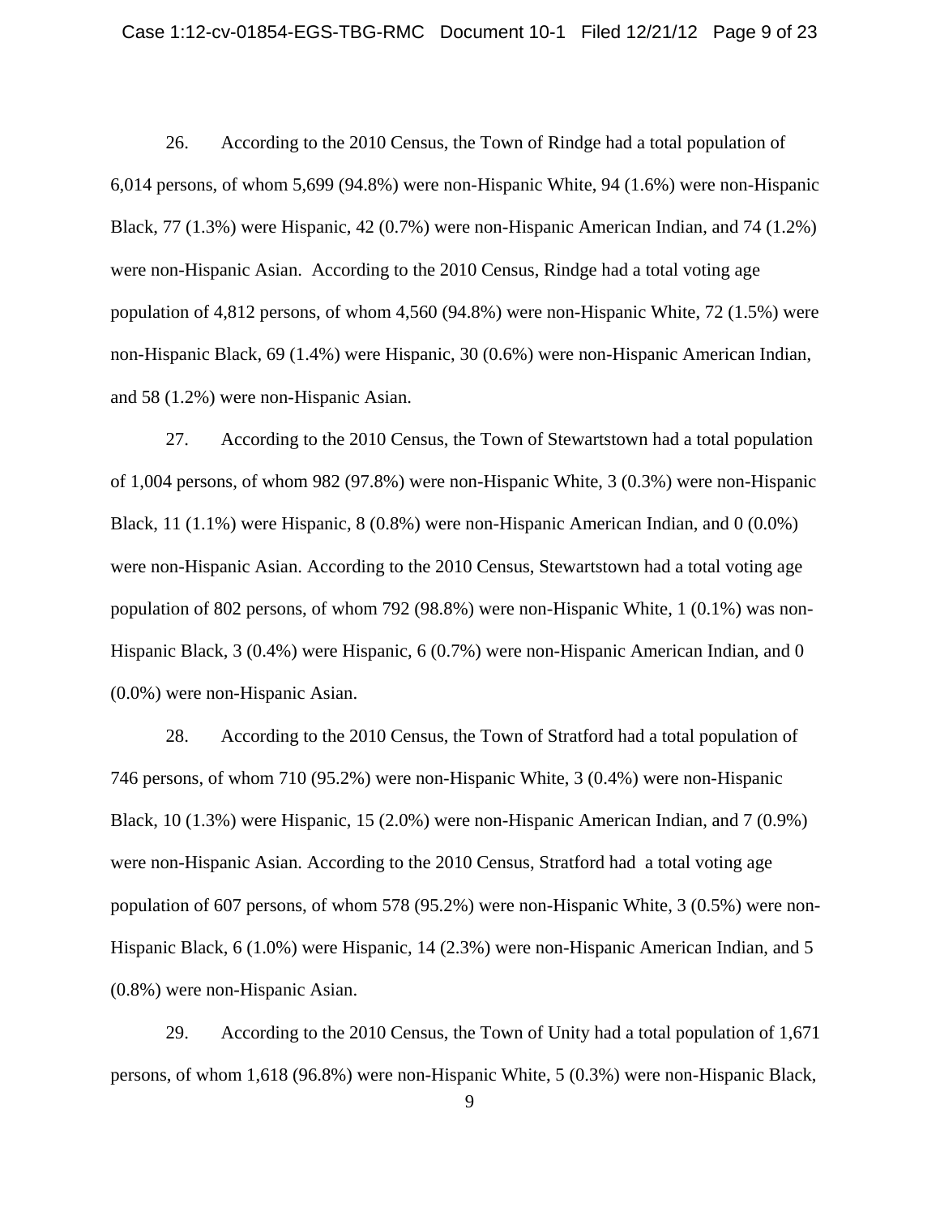26. According to the 2010 Census, the Town of Rindge had a total population of 6,014 persons, of whom 5,699 (94.8%) were non-Hispanic White, 94 (1.6%) were non-Hispanic Black, 77 (1.3%) were Hispanic, 42 (0.7%) were non-Hispanic American Indian, and 74 (1.2%) were non-Hispanic Asian. According to the 2010 Census, Rindge had a total voting age population of 4,812 persons, of whom 4,560 (94.8%) were non-Hispanic White, 72 (1.5%) were non-Hispanic Black, 69 (1.4%) were Hispanic, 30 (0.6%) were non-Hispanic American Indian, and 58 (1.2%) were non-Hispanic Asian.

27. According to the 2010 Census, the Town of Stewartstown had a total population of 1,004 persons, of whom 982 (97.8%) were non-Hispanic White, 3 (0.3%) were non-Hispanic Black, 11 (1.1%) were Hispanic, 8 (0.8%) were non-Hispanic American Indian, and 0 (0.0%) were non-Hispanic Asian. According to the 2010 Census, Stewartstown had a total voting age population of 802 persons, of whom 792 (98.8%) were non-Hispanic White, 1 (0.1%) was non-Hispanic Black, 3 (0.4%) were Hispanic, 6 (0.7%) were non-Hispanic American Indian, and 0 (0.0%) were non-Hispanic Asian.

28. According to the 2010 Census, the Town of Stratford had a total population of 746 persons, of whom 710 (95.2%) were non-Hispanic White, 3 (0.4%) were non-Hispanic Black, 10 (1.3%) were Hispanic, 15 (2.0%) were non-Hispanic American Indian, and 7 (0.9%) were non-Hispanic Asian. According to the 2010 Census, Stratford had a total voting age population of 607 persons, of whom 578 (95.2%) were non-Hispanic White, 3 (0.5%) were non-Hispanic Black, 6 (1.0%) were Hispanic, 14 (2.3%) were non-Hispanic American Indian, and 5 (0.8%) were non-Hispanic Asian.

29. According to the 2010 Census, the Town of Unity had a total population of 1,671 persons, of whom 1,618 (96.8%) were non-Hispanic White, 5 (0.3%) were non-Hispanic Black,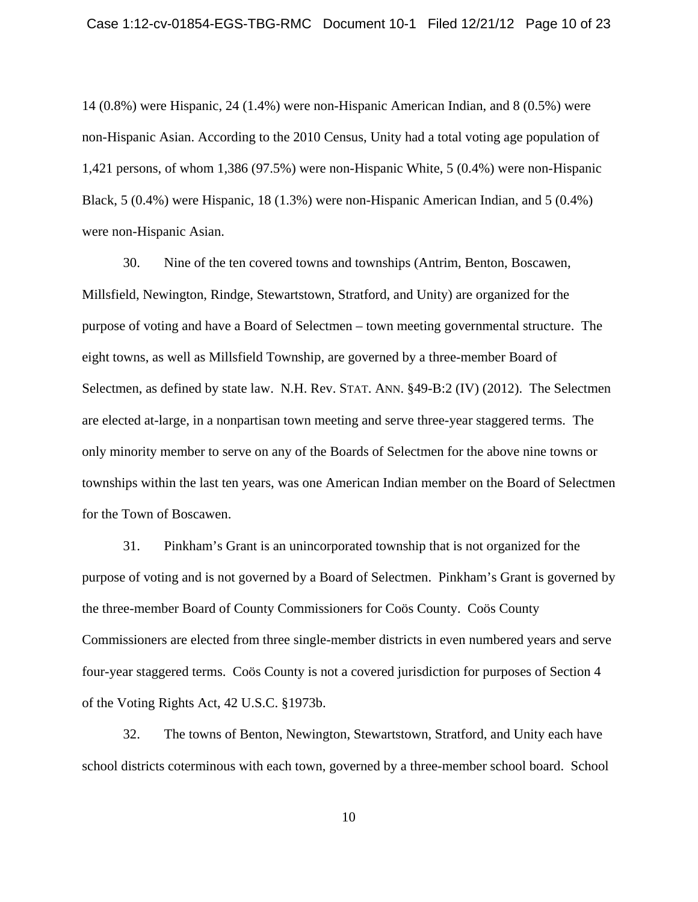14 (0.8%) were Hispanic, 24 (1.4%) were non-Hispanic American Indian, and 8 (0.5%) were non-Hispanic Asian. According to the 2010 Census, Unity had a total voting age population of 1,421 persons, of whom 1,386 (97.5%) were non-Hispanic White, 5 (0.4%) were non-Hispanic Black, 5 (0.4%) were Hispanic, 18 (1.3%) were non-Hispanic American Indian, and 5 (0.4%) were non-Hispanic Asian.

30. Nine of the ten covered towns and townships (Antrim, Benton, Boscawen, Millsfield, Newington, Rindge, Stewartstown, Stratford, and Unity) are organized for the purpose of voting and have a Board of Selectmen – town meeting governmental structure. The eight towns, as well as Millsfield Township, are governed by a three-member Board of Selectmen, as defined by state law. N.H. Rev. STAT. ANN. §49-B:2 (IV) (2012). The Selectmen are elected at-large, in a nonpartisan town meeting and serve three-year staggered terms. The only minority member to serve on any of the Boards of Selectmen for the above nine towns or townships within the last ten years, was one American Indian member on the Board of Selectmen for the Town of Boscawen.

31. Pinkham's Grant is an unincorporated township that is not organized for the purpose of voting and is not governed by a Board of Selectmen. Pinkham's Grant is governed by the three-member Board of County Commissioners for Coös County. Coös County Commissioners are elected from three single-member districts in even numbered years and serve four-year staggered terms. Coös County is not a covered jurisdiction for purposes of Section 4 of the Voting Rights Act, 42 U.S.C. §1973b.

32. The towns of Benton, Newington, Stewartstown, Stratford, and Unity each have school districts coterminous with each town, governed by a three-member school board. School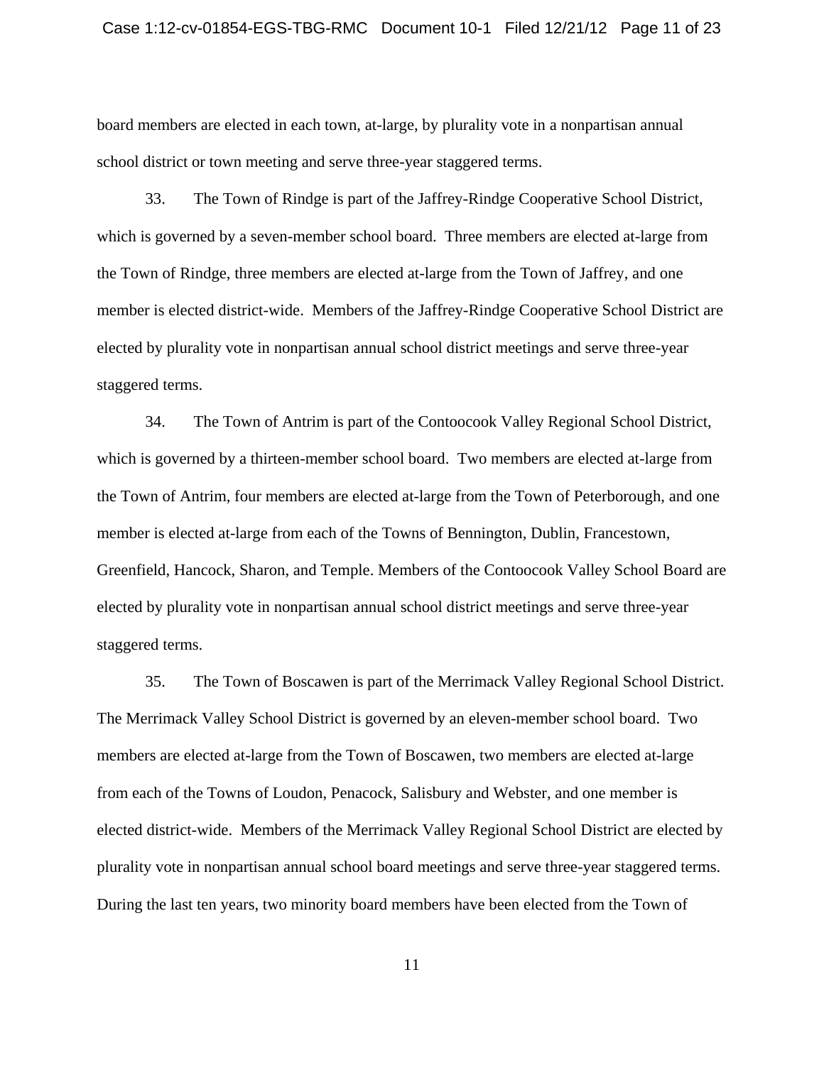board members are elected in each town, at-large, by plurality vote in a nonpartisan annual school district or town meeting and serve three-year staggered terms.

33. The Town of Rindge is part of the Jaffrey-Rindge Cooperative School District, which is governed by a seven-member school board. Three members are elected at-large from the Town of Rindge, three members are elected at-large from the Town of Jaffrey, and one member is elected district-wide. Members of the Jaffrey-Rindge Cooperative School District are elected by plurality vote in nonpartisan annual school district meetings and serve three-year staggered terms.

34. The Town of Antrim is part of the Contoocook Valley Regional School District, which is governed by a thirteen-member school board. Two members are elected at-large from the Town of Antrim, four members are elected at-large from the Town of Peterborough, and one member is elected at-large from each of the Towns of Bennington, Dublin, Francestown, Greenfield, Hancock, Sharon, and Temple. Members of the Contoocook Valley School Board are elected by plurality vote in nonpartisan annual school district meetings and serve three-year staggered terms.

35. The Town of Boscawen is part of the Merrimack Valley Regional School District. The Merrimack Valley School District is governed by an eleven-member school board. Two members are elected at-large from the Town of Boscawen, two members are elected at-large from each of the Towns of Loudon, Penacock, Salisbury and Webster, and one member is elected district-wide. Members of the Merrimack Valley Regional School District are elected by plurality vote in nonpartisan annual school board meetings and serve three-year staggered terms. During the last ten years, two minority board members have been elected from the Town of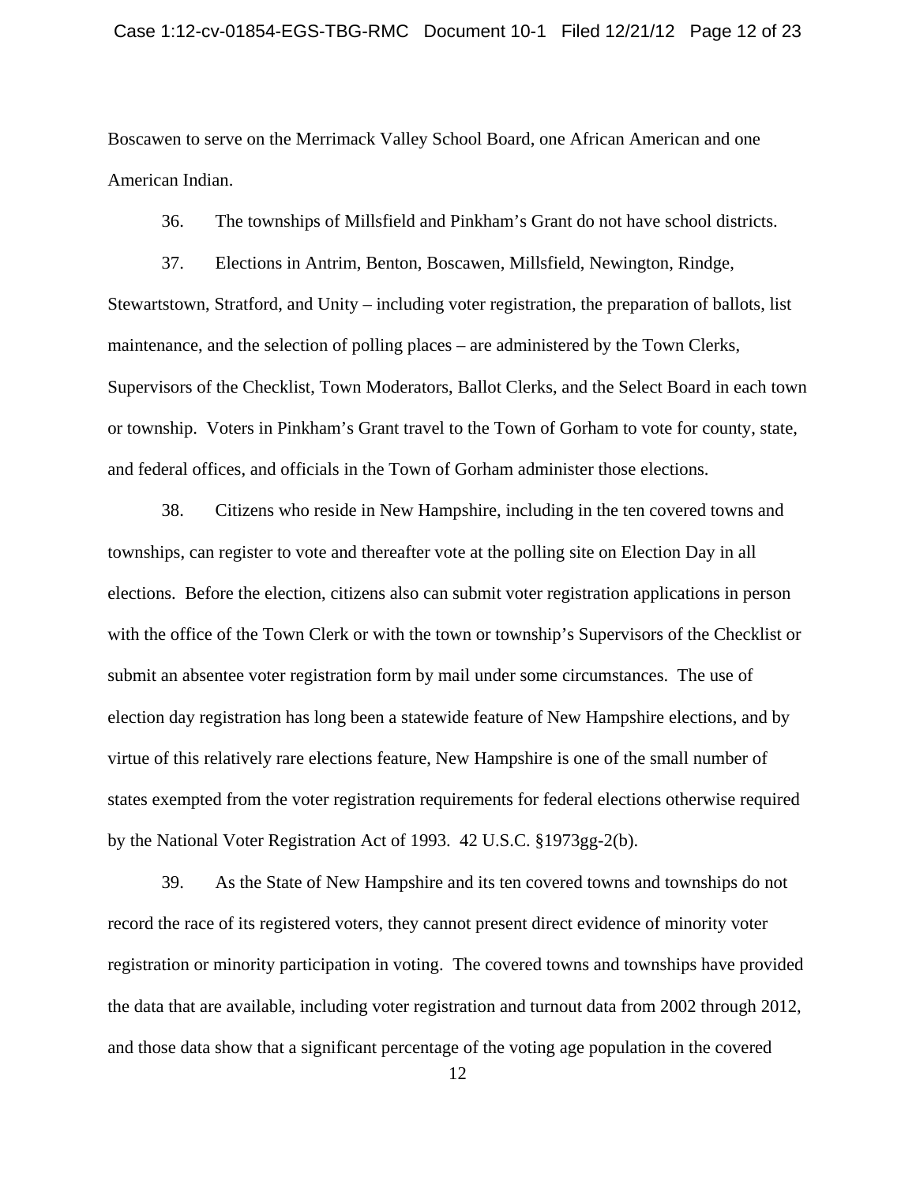Boscawen to serve on the Merrimack Valley School Board, one African American and one American Indian.

36. The townships of Millsfield and Pinkham's Grant do not have school districts.

37. Elections in Antrim, Benton, Boscawen, Millsfield, Newington, Rindge, Stewartstown, Stratford, and Unity – including voter registration, the preparation of ballots, list maintenance, and the selection of polling places – are administered by the Town Clerks, Supervisors of the Checklist, Town Moderators, Ballot Clerks, and the Select Board in each town or township. Voters in Pinkham's Grant travel to the Town of Gorham to vote for county, state, and federal offices, and officials in the Town of Gorham administer those elections.

38. Citizens who reside in New Hampshire, including in the ten covered towns and townships, can register to vote and thereafter vote at the polling site on Election Day in all elections. Before the election, citizens also can submit voter registration applications in person with the office of the Town Clerk or with the town or township's Supervisors of the Checklist or submit an absentee voter registration form by mail under some circumstances. The use of election day registration has long been a statewide feature of New Hampshire elections, and by virtue of this relatively rare elections feature, New Hampshire is one of the small number of states exempted from the voter registration requirements for federal elections otherwise required by the National Voter Registration Act of 1993. 42 U.S.C. §1973gg-2(b).

39. As the State of New Hampshire and its ten covered towns and townships do not record the race of its registered voters, they cannot present direct evidence of minority voter registration or minority participation in voting. The covered towns and townships have provided the data that are available, including voter registration and turnout data from 2002 through 2012, and those data show that a significant percentage of the voting age population in the covered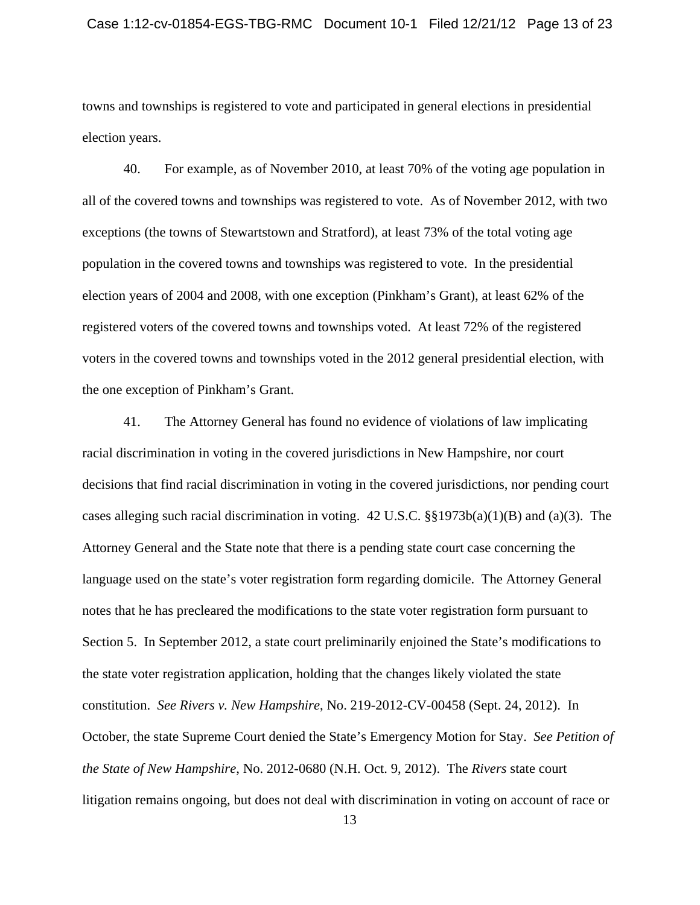towns and townships is registered to vote and participated in general elections in presidential election years.

40. For example, as of November 2010, at least 70% of the voting age population in all of the covered towns and townships was registered to vote. As of November 2012, with two exceptions (the towns of Stewartstown and Stratford), at least 73% of the total voting age population in the covered towns and townships was registered to vote. In the presidential election years of 2004 and 2008, with one exception (Pinkham's Grant), at least 62% of the registered voters of the covered towns and townships voted. At least 72% of the registered voters in the covered towns and townships voted in the 2012 general presidential election, with the one exception of Pinkham's Grant.

41. The Attorney General has found no evidence of violations of law implicating racial discrimination in voting in the covered jurisdictions in New Hampshire, nor court decisions that find racial discrimination in voting in the covered jurisdictions, nor pending court cases alleging such racial discrimination in voting. 42 U.S.C. §§1973b(a)(1)(B) and (a)(3). The Attorney General and the State note that there is a pending state court case concerning the language used on the state's voter registration form regarding domicile. The Attorney General notes that he has precleared the modifications to the state voter registration form pursuant to Section 5. In September 2012, a state court preliminarily enjoined the State's modifications to the state voter registration application, holding that the changes likely violated the state constitution. *See Rivers v. New Hampshire*, No. 219-2012-CV-00458 (Sept. 24, 2012). In October, the state Supreme Court denied the State's Emergency Motion for Stay. *See Petition of the State of New Hampshire*, No. 2012-0680 (N.H. Oct. 9, 2012). The *Rivers* state court litigation remains ongoing, but does not deal with discrimination in voting on account of race or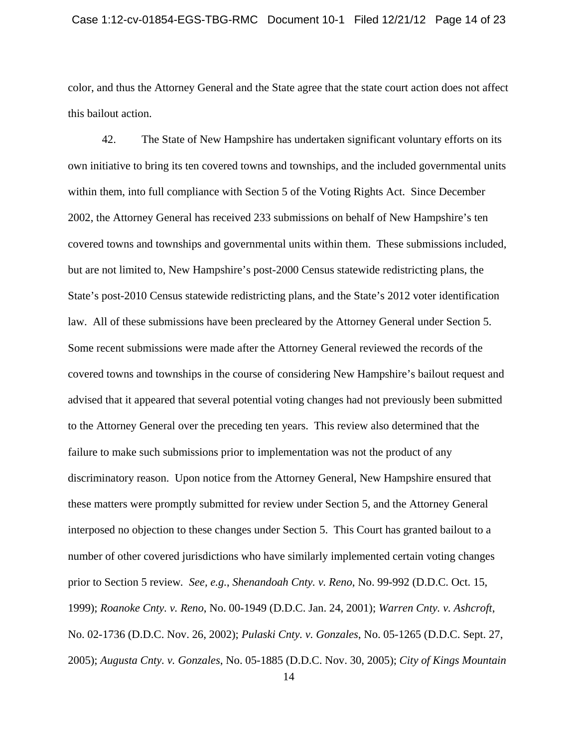color, and thus the Attorney General and the State agree that the state court action does not affect this bailout action.

42. The State of New Hampshire has undertaken significant voluntary efforts on its own initiative to bring its ten covered towns and townships, and the included governmental units within them, into full compliance with Section 5 of the Voting Rights Act. Since December 2002, the Attorney General has received 233 submissions on behalf of New Hampshire's ten covered towns and townships and governmental units within them. These submissions included, but are not limited to, New Hampshire's post-2000 Census statewide redistricting plans, the State's post-2010 Census statewide redistricting plans, and the State's 2012 voter identification law. All of these submissions have been precleared by the Attorney General under Section 5. Some recent submissions were made after the Attorney General reviewed the records of the covered towns and townships in the course of considering New Hampshire's bailout request and advised that it appeared that several potential voting changes had not previously been submitted to the Attorney General over the preceding ten years. This review also determined that the failure to make such submissions prior to implementation was not the product of any discriminatory reason. Upon notice from the Attorney General, New Hampshire ensured that these matters were promptly submitted for review under Section 5, and the Attorney General interposed no objection to these changes under Section 5. This Court has granted bailout to a number of other covered jurisdictions who have similarly implemented certain voting changes prior to Section 5 review. *See, e.g., Shenandoah Cnty. v. Reno*, No. 99-992 (D.D.C. Oct. 15, 1999); *Roanoke Cnty. v. Reno*, No. 00-1949 (D.D.C. Jan. 24, 2001); *Warren Cnty. v. Ashcroft*, No. 02-1736 (D.D.C. Nov. 26, 2002); *Pulaski Cnty. v. Gonzales*, No. 05-1265 (D.D.C. Sept. 27, 2005); *Augusta Cnty. v. Gonzales*, No. 05-1885 (D.D.C. Nov. 30, 2005); *City of Kings Mountain*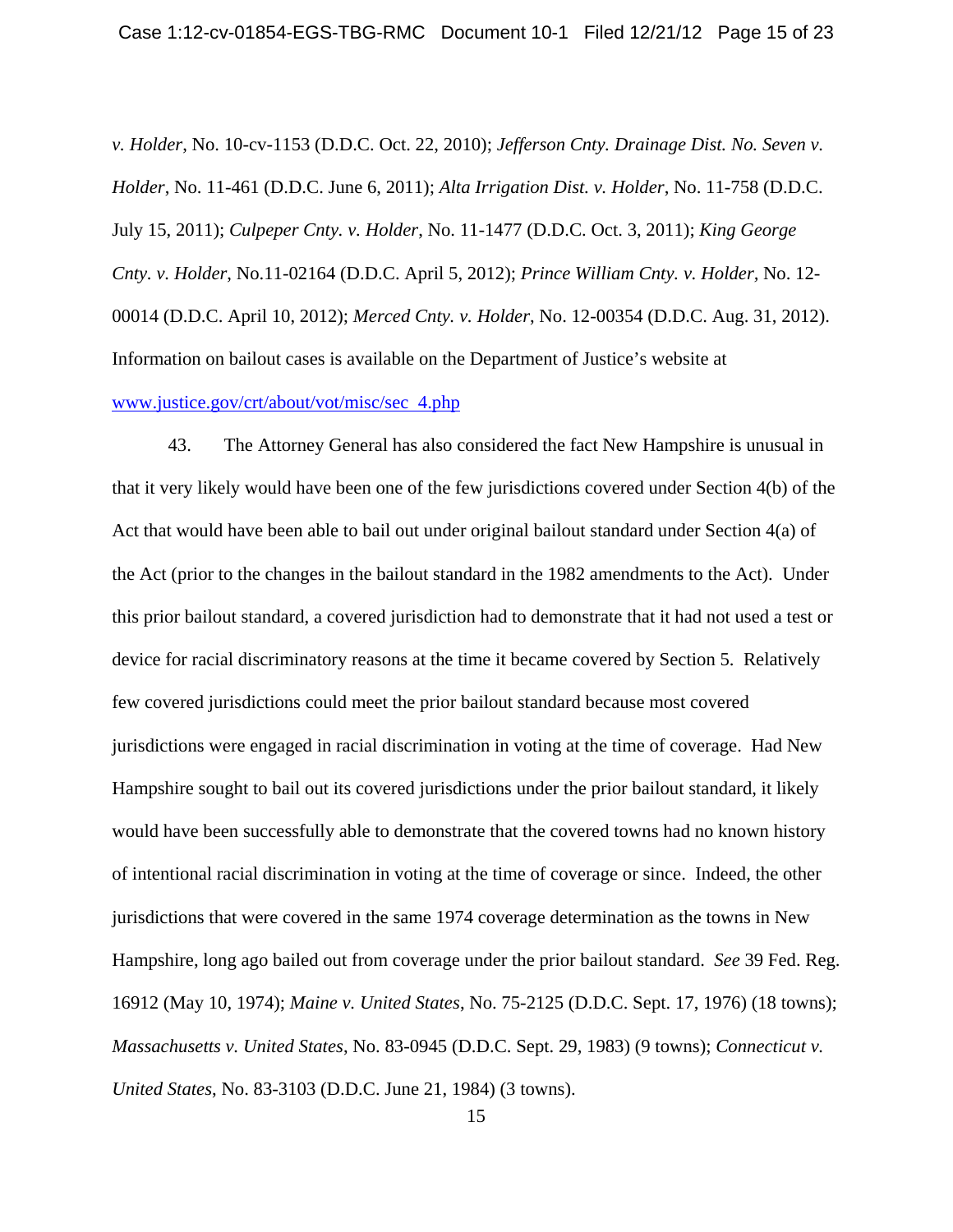*v. Holder*, No. 10-cv-1153 (D.D.C. Oct. 22, 2010); *Jefferson Cnty. Drainage Dist. No. Seven v. Holder*, No. 11-461 (D.D.C. June 6, 2011); *Alta Irrigation Dist. v. Holder*, No. 11-758 (D.D.C. July 15, 2011); *Culpeper Cnty. v. Holder*, No. 11-1477 (D.D.C. Oct. 3, 2011); *King George Cnty. v. Holder*, No.11-02164 (D.D.C. April 5, 2012); *Prince William Cnty. v. Holder,* No. 12-00014 (D.D.C. April 10, 2012); *Merced Cnty. v. Holder*, No. 12-00354 (D.D.C. Aug. 31, 2012). Information on bailout cases is available on the Department of Justice's website at www.justice.gov/crt/about/vot/misc/sec_4.php

43. The Attorney General has also considered the fact New Hampshire is unusual in that it very likely would have been one of the few jurisdictions covered under Section 4(b) of the Act that would have been able to bail out under original bailout standard under Section 4(a) of the Act (prior to the changes in the bailout standard in the 1982 amendments to the Act). Under this prior bailout standard, a covered jurisdiction had to demonstrate that it had not used a test or device for racial discriminatory reasons at the time it became covered by Section 5. Relatively few covered jurisdictions could meet the prior bailout standard because most covered jurisdictions were engaged in racial discrimination in voting at the time of coverage. Had New Hampshire sought to bail out its covered jurisdictions under the prior bailout standard, it likely would have been successfully able to demonstrate that the covered towns had no known history of intentional racial discrimination in voting at the time of coverage or since. Indeed, the other jurisdictions that were covered in the same 1974 coverage determination as the towns in New Hampshire, long ago bailed out from coverage under the prior bailout standard. *See* 39 Fed. Reg. 16912 (May 10, 1974); *Maine v. United States*, No. 75-2125 (D.D.C. Sept. 17, 1976) (18 towns); *Massachusetts v. United States*, No. 83-0945 (D.D.C. Sept. 29, 1983) (9 towns); *Connecticut v. United States*, No. 83-3103 (D.D.C. June 21, 1984) (3 towns).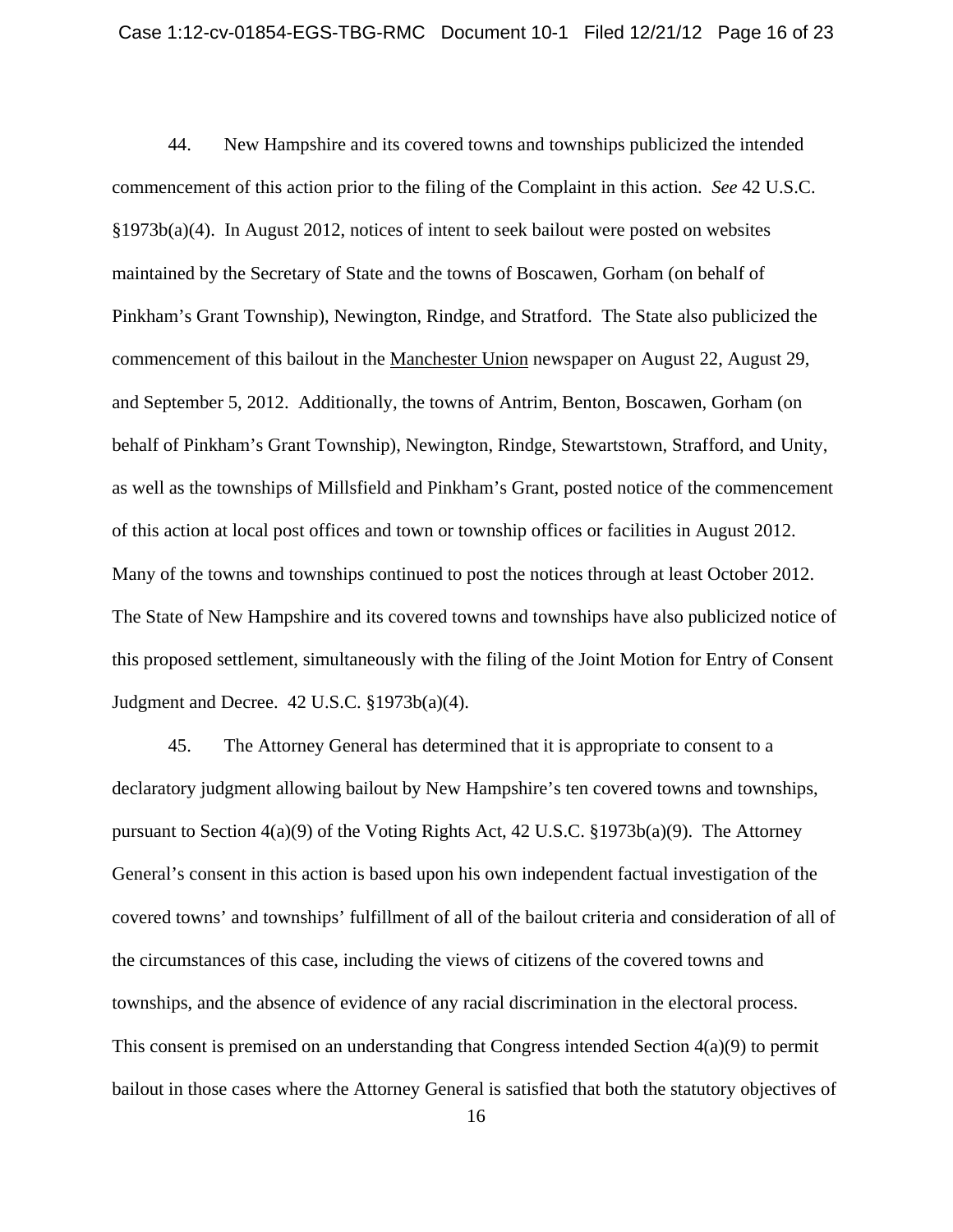44. New Hampshire and its covered towns and townships publicized the intended commencement of this action prior to the filing of the Complaint in this action. *See* 42 U.S.C. §1973b(a)(4). In August 2012, notices of intent to seek bailout were posted on websites maintained by the Secretary of State and the towns of Boscawen, Gorham (on behalf of Pinkham's Grant Township), Newington, Rindge, and Stratford. The State also publicized the commencement of this bailout in the Manchester Union newspaper on August 22, August 29, and September 5, 2012. Additionally, the towns of Antrim, Benton, Boscawen, Gorham (on behalf of Pinkham's Grant Township), Newington, Rindge, Stewartstown, Strafford, and Unity, as well as the townships of Millsfield and Pinkham's Grant, posted notice of the commencement of this action at local post offices and town or township offices or facilities in August 2012. Many of the towns and townships continued to post the notices through at least October 2012. The State of New Hampshire and its covered towns and townships have also publicized notice of this proposed settlement, simultaneously with the filing of the Joint Motion for Entry of Consent Judgment and Decree. 42 U.S.C. §1973b(a)(4).

45. The Attorney General has determined that it is appropriate to consent to a declaratory judgment allowing bailout by New Hampshire's ten covered towns and townships, pursuant to Section 4(a)(9) of the Voting Rights Act, 42 U.S.C. §1973b(a)(9). The Attorney General's consent in this action is based upon his own independent factual investigation of the covered towns' and townships' fulfillment of all of the bailout criteria and consideration of all of the circumstances of this case, including the views of citizens of the covered towns and townships, and the absence of evidence of any racial discrimination in the electoral process. This consent is premised on an understanding that Congress intended Section 4(a)(9) to permit bailout in those cases where the Attorney General is satisfied that both the statutory objectives of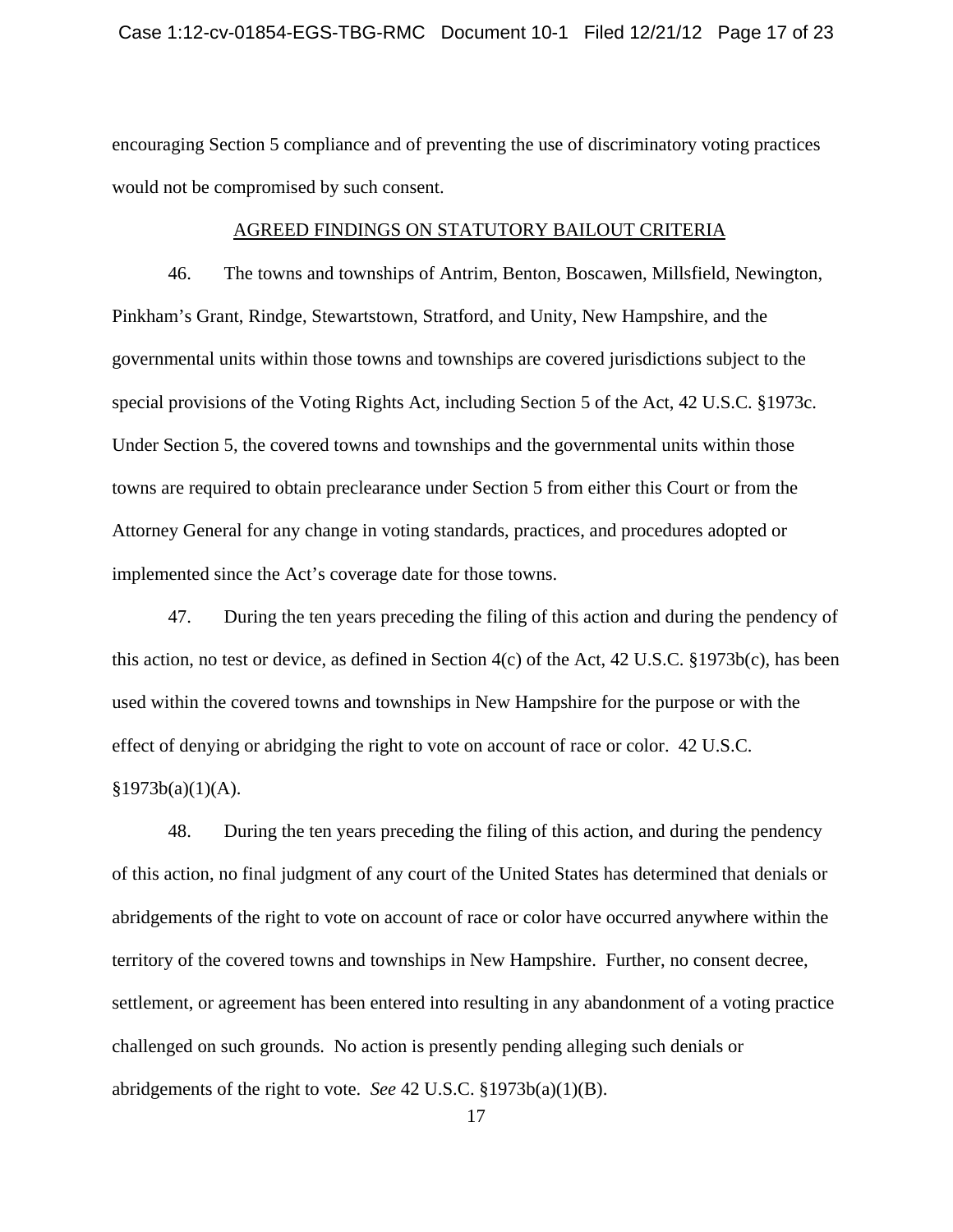encouraging Section 5 compliance and of preventing the use of discriminatory voting practices would not be compromised by such consent.

## AGREED FINDINGS ON STATUTORY BAILOUT CRITERIA

46. The towns and townships of Antrim, Benton, Boscawen, Millsfield, Newington, Pinkham's Grant, Rindge, Stewartstown, Stratford, and Unity, New Hampshire, and the governmental units within those towns and townships are covered jurisdictions subject to the special provisions of the Voting Rights Act, including Section 5 of the Act, 42 U.S.C. §1973c. Under Section 5, the covered towns and townships and the governmental units within those towns are required to obtain preclearance under Section 5 from either this Court or from the Attorney General for any change in voting standards, practices, and procedures adopted or implemented since the Act's coverage date for those towns.

47. During the ten years preceding the filing of this action and during the pendency of this action, no test or device, as defined in Section 4(c) of the Act, 42 U.S.C. §1973b(c), has been used within the covered towns and townships in New Hampshire for the purpose or with the effect of denying or abridging the right to vote on account of race or color. 42 U.S.C. §1973b(a)(1)(A).

48. During the ten years preceding the filing of this action, and during the pendency of this action, no final judgment of any court of the United States has determined that denials or abridgements of the right to vote on account of race or color have occurred anywhere within the territory of the covered towns and townships in New Hampshire. Further, no consent decree, settlement, or agreement has been entered into resulting in any abandonment of a voting practice challenged on such grounds. No action is presently pending alleging such denials or abridgements of the right to vote. *See* 42 U.S.C. §1973b(a)(1)(B).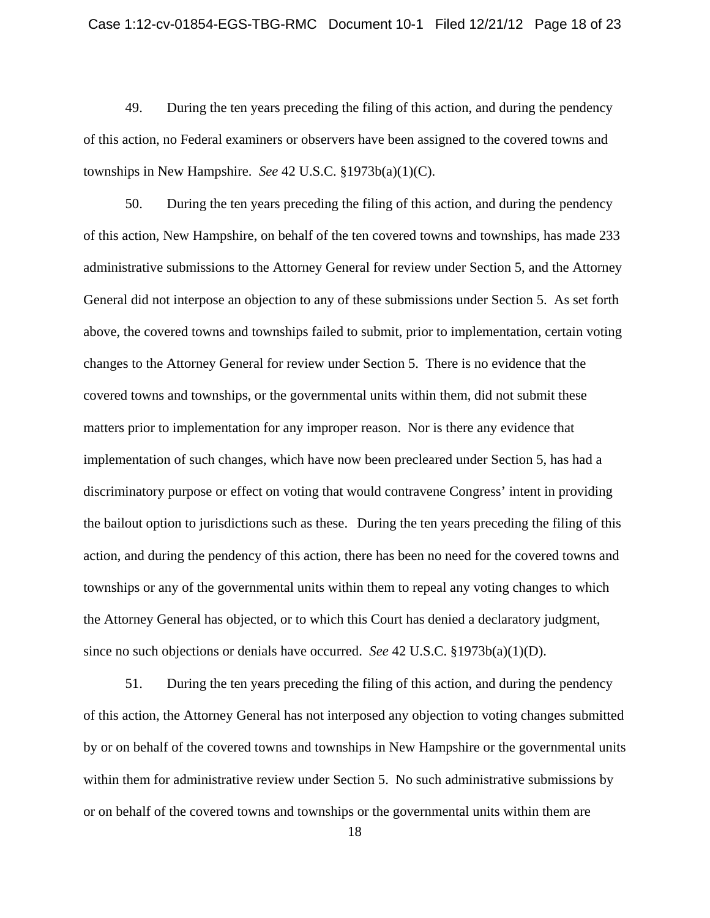49. During the ten years preceding the filing of this action, and during the pendency of this action, no Federal examiners or observers have been assigned to the covered towns and townships in New Hampshire. *See* 42 U.S.C. §1973b(a)(1)(C).

50. During the ten years preceding the filing of this action, and during the pendency of this action, New Hampshire, on behalf of the ten covered towns and townships, has made 233 administrative submissions to the Attorney General for review under Section 5, and the Attorney General did not interpose an objection to any of these submissions under Section 5. As set forth above, the covered towns and townships failed to submit, prior to implementation, certain voting changes to the Attorney General for review under Section 5. There is no evidence that the covered towns and townships, or the governmental units within them, did not submit these matters prior to implementation for any improper reason. Nor is there any evidence that implementation of such changes, which have now been precleared under Section 5, has had a discriminatory purpose or effect on voting that would contravene Congress' intent in providing the bailout option to jurisdictions such as these. During the ten years preceding the filing of this action, and during the pendency of this action, there has been no need for the covered towns and townships or any of the governmental units within them to repeal any voting changes to which the Attorney General has objected, or to which this Court has denied a declaratory judgment, since no such objections or denials have occurred. *See* 42 U.S.C. §1973b(a)(1)(D).

51. During the ten years preceding the filing of this action, and during the pendency of this action, the Attorney General has not interposed any objection to voting changes submitted by or on behalf of the covered towns and townships in New Hampshire or the governmental units within them for administrative review under Section 5. No such administrative submissions by or on behalf of the covered towns and townships or the governmental units within them are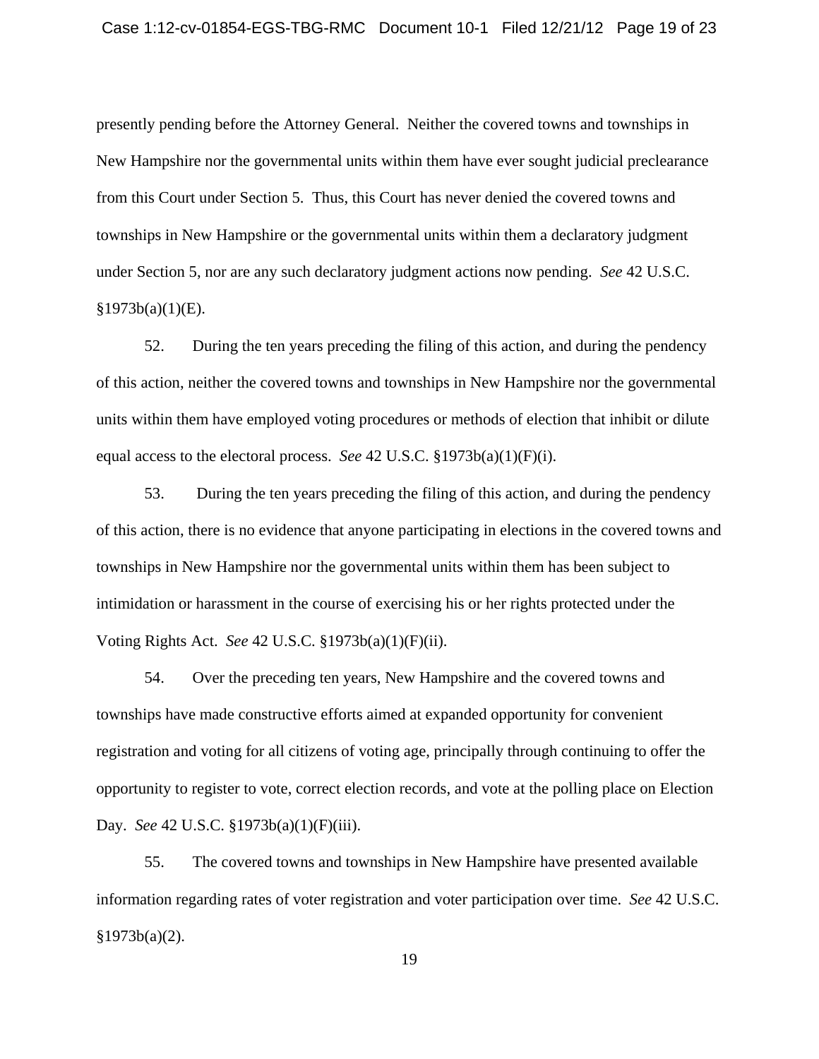presently pending before the Attorney General. Neither the covered towns and townships in New Hampshire nor the governmental units within them have ever sought judicial preclearance from this Court under Section 5. Thus, this Court has never denied the covered towns and townships in New Hampshire or the governmental units within them a declaratory judgment under Section 5, nor are any such declaratory judgment actions now pending. *See* 42 U.S.C. §1973b(a)(1)(E).

52. During the ten years preceding the filing of this action, and during the pendency of this action, neither the covered towns and townships in New Hampshire nor the governmental units within them have employed voting procedures or methods of election that inhibit or dilute equal access to the electoral process. *See* 42 U.S.C. §1973b(a)(1)(F)(i).

53. During the ten years preceding the filing of this action, and during the pendency of this action, there is no evidence that anyone participating in elections in the covered towns and townships in New Hampshire nor the governmental units within them has been subject to intimidation or harassment in the course of exercising his or her rights protected under the Voting Rights Act. *See* 42 U.S.C. §1973b(a)(1)(F)(ii).

54. Over the preceding ten years, New Hampshire and the covered towns and townships have made constructive efforts aimed at expanded opportunity for convenient registration and voting for all citizens of voting age, principally through continuing to offer the opportunity to register to vote, correct election records, and vote at the polling place on Election Day. *See* 42 U.S.C. §1973b(a)(1)(F)(iii).

55. The covered towns and townships in New Hampshire have presented available information regarding rates of voter registration and voter participation over time. *See* 42 U.S.C. §1973b(a)(2).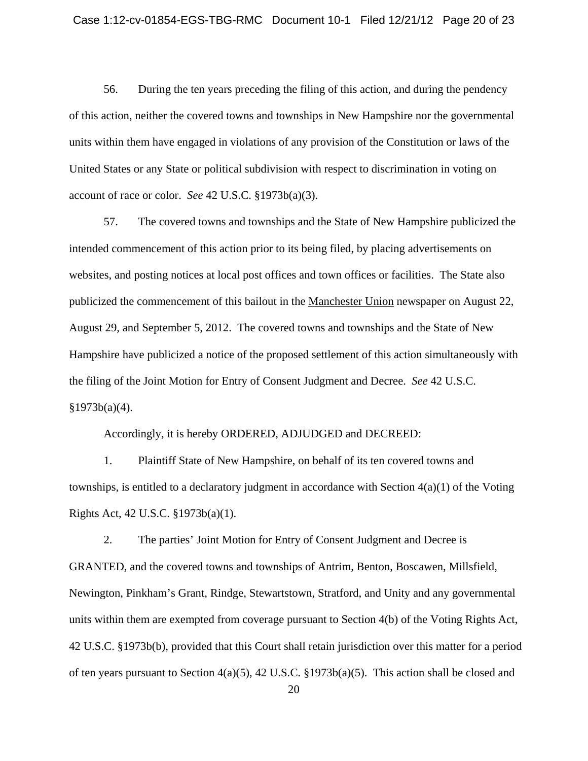56. During the ten years preceding the filing of this action, and during the pendency of this action, neither the covered towns and townships in New Hampshire nor the governmental units within them have engaged in violations of any provision of the Constitution or laws of the United States or any State or political subdivision with respect to discrimination in voting on account of race or color. *See* 42 U.S.C. §1973b(a)(3).

57. The covered towns and townships and the State of New Hampshire publicized the intended commencement of this action prior to its being filed, by placing advertisements on websites, and posting notices at local post offices and town offices or facilities. The State also publicized the commencement of this bailout in the <u>Manchester Union</u> newspaper on August 22, August 29, and September 5, 2012. The covered towns and townships and the State of New Hampshire have publicized a notice of the proposed settlement of this action simultaneously with the filing of the Joint Motion for Entry of Consent Judgment and Decree. *See* 42 U.S.C. §1973b(a)(4).

Accordingly, it is hereby ORDERED, ADJUDGED and DECREED:

1. Plaintiff State of New Hampshire, on behalf of its ten covered towns and townships, is entitled to a declaratory judgment in accordance with Section 4(a)(1) of the Voting Rights Act, 42 U.S.C. §1973b(a)(1).

2. The parties' Joint Motion for Entry of Consent Judgment and Decree is GRANTED, and the covered towns and townships of Antrim, Benton, Boscawen, Millsfield, Newington, Pinkham's Grant, Rindge, Stewartstown, Stratford, and Unity and any governmental units within them are exempted from coverage pursuant to Section 4(b) of the Voting Rights Act, 42 U.S.C. §1973b(b), provided that this Court shall retain jurisdiction over this matter for a period of ten years pursuant to Section 4(a)(5), 42 U.S.C. §1973b(a)(5). This action shall be closed and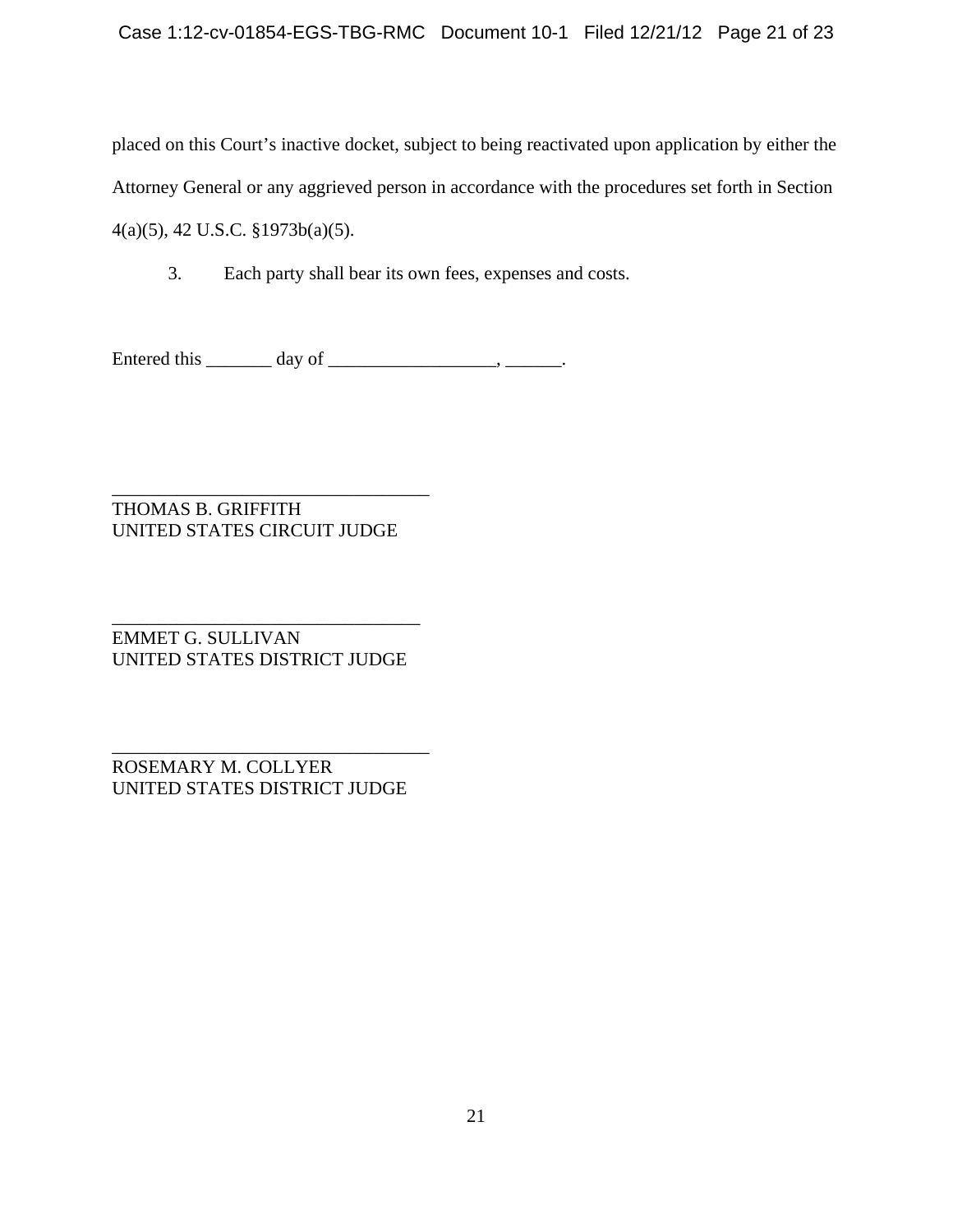placed on this Court's inactive docket, subject to being reactivated upon application by either the Attorney General or any aggrieved person in accordance with the procedures set forth in Section 4(a)(5), 42 U.S.C. §1973b(a)(5).

3. Each party shall bear its own fees, expenses and costs.

Entered this _______ day of __________________, ______.

___________________________________
THOMAS B. GRIFFITH
UNITED STATES CIRCUIT JUDGE

__________________________________
EMMET G. SULLIVAN
UNITED STATES DISTRICT JUDGE

___________________________________
ROSEMARY M. COLLYER
UNITED STATES DISTRICT JUDGE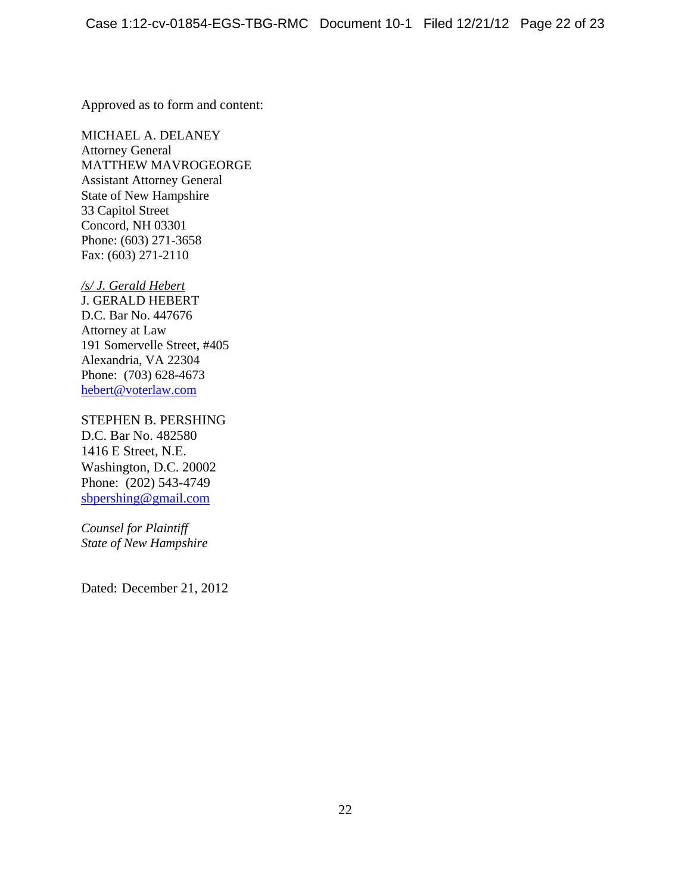Approved as to form and content:

MICHAEL A. DELANEY
Attorney General
MATTHEW MAVROGEORGE
Assistant Attorney General
State of New Hampshire
33 Capitol Street
Concord, NH 03301
Phone: (603) 271-3658
Fax: (603) 271-2110

*/s/ J. Gerald Hebert*
J. GERALD HEBERT
D.C. Bar No. 447676
Attorney at Law
191 Somervelle Street, #405
Alexandria, VA 22304
Phone: (703) 628-4673
hebert@voterlaw.com

STEPHEN B. PERSHING
D.C. Bar No. 482580
1416 E Street, N.E.
Washington, D.C. 20002
Phone: (202) 543-4749
sbpershing@gmail.com

*Counsel for Plaintiff*
*State of New Hampshire*

Dated: December 21, 2012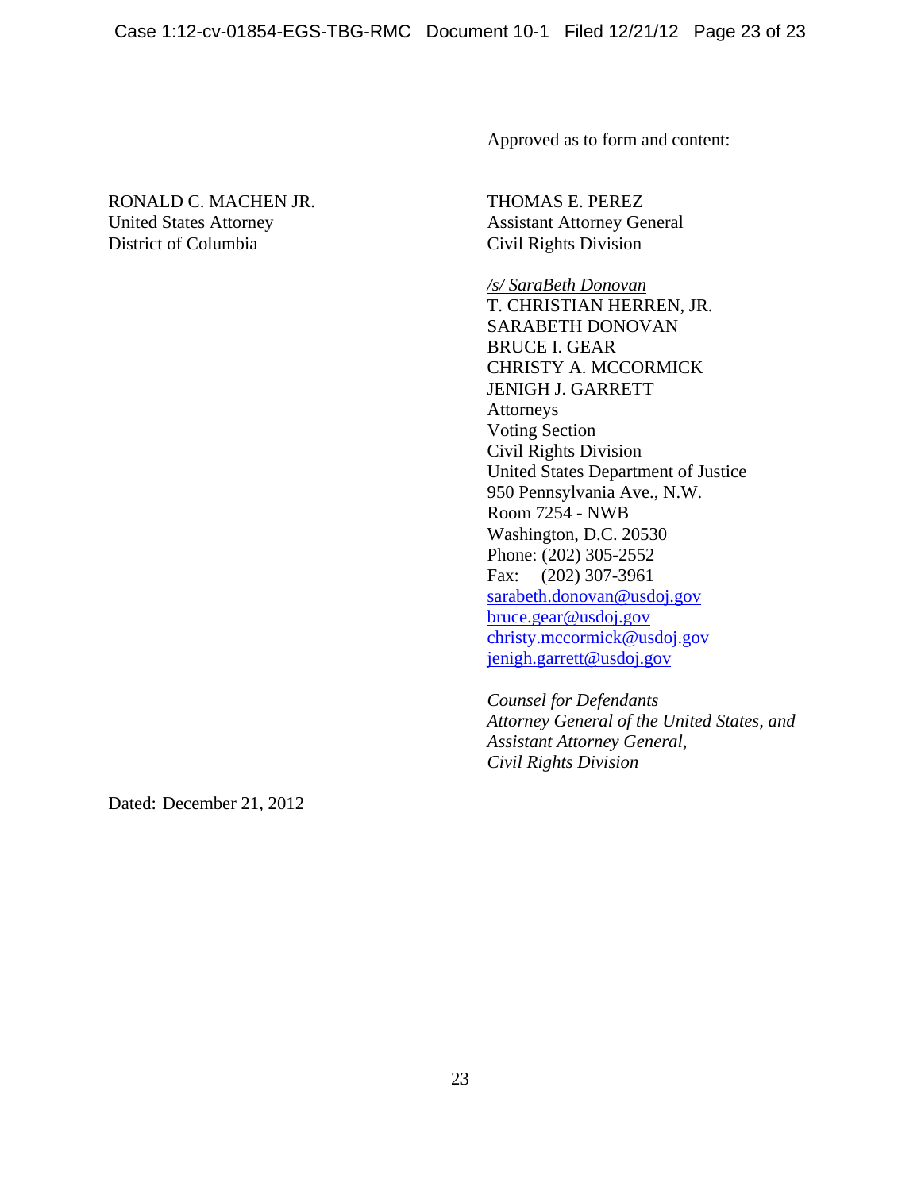Approved as to form and content:

RONALD C. MACHEN JR.
United States Attorney
District of Columbia

THOMAS E. PEREZ
Assistant Attorney General
Civil Rights Division

*/s/ SaraBeth Donovan*
T. CHRISTIAN HERREN, JR.
SARABETH DONOVAN
BRUCE I. GEAR
CHRISTY A. MCCORMICK
JENIGH J. GARRETT
Attorneys
Voting Section
Civil Rights Division
United States Department of Justice
950 Pennsylvania Ave., N.W.
Room 7254 - NWB
Washington, D.C. 20530
Phone: (202) 305-2552
Fax: (202) 307-3961
sarabeth.donovan@usdoj.gov
bruce.gear@usdoj.gov
christy.mccormick@usdoj.gov
jenigh.garrett@usdoj.gov

*Counsel for Defendants*
*Attorney General of the United States, and*
*Assistant Attorney General,*
*Civil Rights Division*

Dated: December 21, 2012